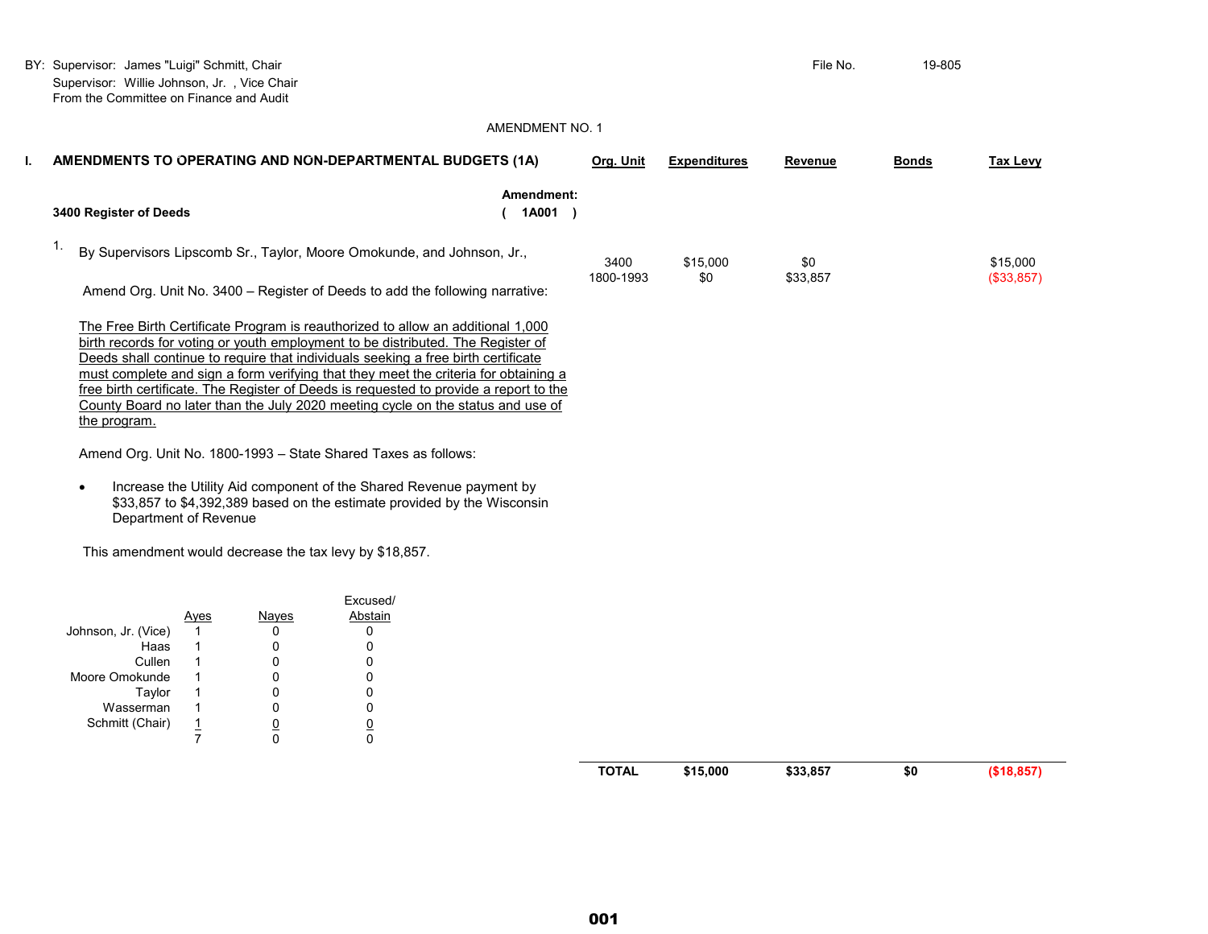BY: Supervisor: James "Luigi" Schmitt, Chair
Supervisor: Willie Johnson, Jr. , Vice Chair
From the Committee on Finance and Audit

File No. 19-805

AMENDMENT NO. 1

## I. AMENDMENTS TO OPERATING AND NON-DEPARTMENTAL BUDGETS (1A)

### 3400 Register of Deeds

Amendment: ( 1A001 )

| | Org. Unit | Expenditures | Revenue | Bonds | Tax Levy |
|---|---|---|---|---|---|
| 1. By Supervisors Lipscomb Sr., Taylor, Moore Omokunde, and Johnson, Jr., | 3400 | $15,000 | $0 | | $15,000 |
| | 1800-1993 | $0 | $33,857 | | ($33,857) |
| **TOTAL** | | **$15,000** | **$33,857** | **$0** | **($18,857)** |

Amend Org. Unit No. 3400 – Register of Deeds to add the following narrative:

The Free Birth Certificate Program is reauthorized to allow an additional 1,000 birth records for voting or youth employment to be distributed. The Register of Deeds shall continue to require that individuals seeking a free birth certificate must complete and sign a form verifying that they meet the criteria for obtaining a free birth certificate. The Register of Deeds is requested to provide a report to the County Board no later than the July 2020 meeting cycle on the status and use of the program.

Amend Org. Unit No. 1800-1993 – State Shared Taxes as follows:

- Increase the Utility Aid component of the Shared Revenue payment by $33,857 to $4,392,389 based on the estimate provided by the Wisconsin Department of Revenue

This amendment would decrease the tax levy by $18,857.

| | Ayes | Nayes | Excused/ Abstain |
|---|---|---|---|
| Johnson, Jr. (Vice) | 1 | 0 | 0 |
| Haas | 1 | 0 | 0 |
| Cullen | 1 | 0 | 0 |
| Moore Omokunde | 1 | 0 | 0 |
| Taylor | 1 | 0 | 0 |
| Wasserman | 1 | 0 | 0 |
| Schmitt (Chair) | 1 | 0 | 0 |
| | 7 | 0 | 0 |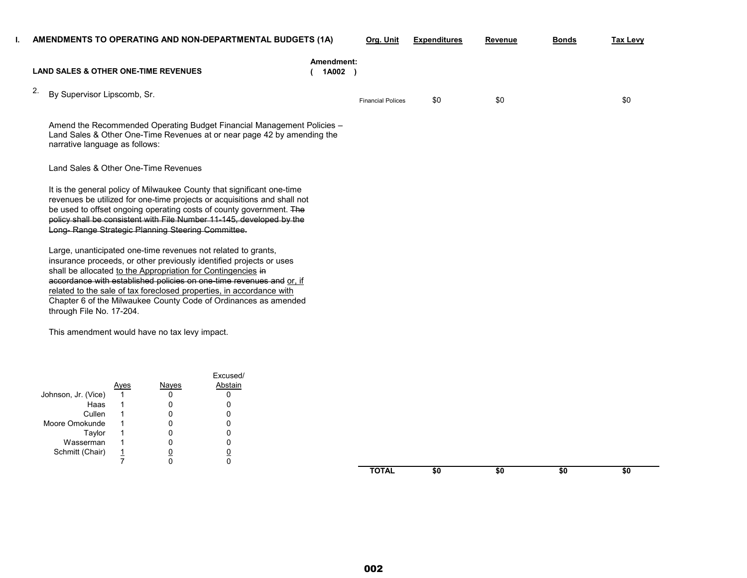## I. AMENDMENTS TO OPERATING AND NON-DEPARTMENTAL BUDGETS (1A)

| | Amendment: | Org. Unit | Expenditures | Revenue | Bonds | Tax Levy |
|---|---|---|---|---|---|---|
| **LAND SALES & OTHER ONE-TIME REVENUES** | ( 1A002 ) | | | | | |
| 2. By Supervisor Lipscomb, Sr. | | Financial Polices | $0 | $0 | | $0 |

Amend the Recommended Operating Budget Financial Management Policies – Land Sales & Other One-Time Revenues at or near page 42 by amending the narrative language as follows:

Land Sales & Other One-Time Revenues

It is the general policy of Milwaukee County that significant one-time revenues be utilized for one-time projects or acquisitions and shall not be used to offset ongoing operating costs of county government. ~~The policy shall be consistent with File Number 11-145, developed by the Long- Range Strategic Planning Steering Committee.~~

Large, unanticipated one-time revenues not related to grants, insurance proceeds, or other previously identified projects or uses shall be allocated <u>to the Appropriation for Contingencies</u> ~~in accordance with established policies on one-time revenues and~~ <u>or, if related to the sale of tax foreclosed properties, in accordance with</u> Chapter 6 of the Milwaukee County Code of Ordinances as amended through File No. 17-204.

This amendment would have no tax levy impact.

| | Ayes | Nayes | Excused/ Abstain |
|---|---|---|---|
| Johnson, Jr. (Vice) | 1 | 0 | 0 |
| Haas | 1 | 0 | 0 |
| Cullen | 1 | 0 | 0 |
| Moore Omokunde | 1 | 0 | 0 |
| Taylor | 1 | 0 | 0 |
| Wasserman | 1 | 0 | 0 |
| Schmitt (Chair) | 1 | 0 | 0 |
| | 7 | 0 | 0 |

| | Expenditures | Revenue | Bonds | Tax Levy |
|---|---|---|---|---|
| **TOTAL** | **$0** | **$0** | **$0** | **$0** |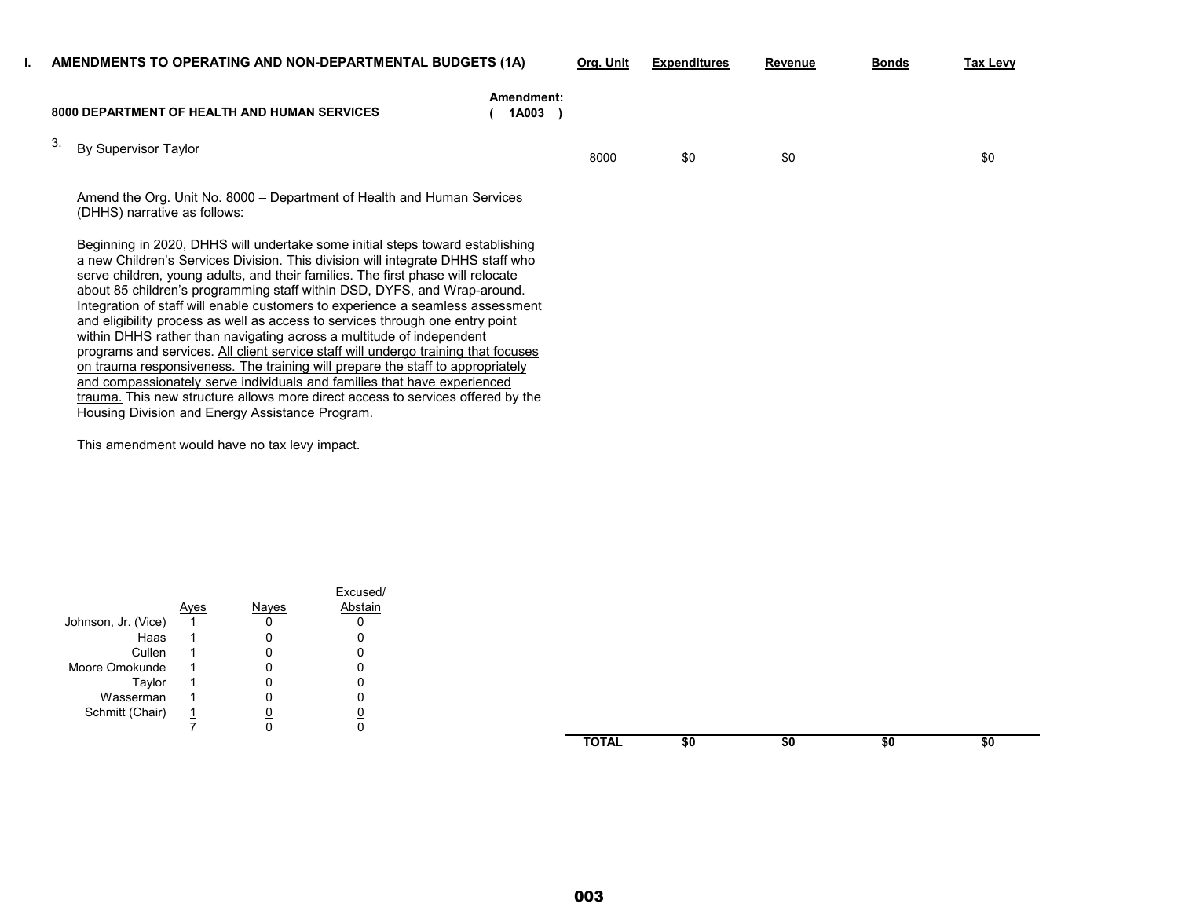## I. AMENDMENTS TO OPERATING AND NON-DEPARTMENTAL BUDGETS (1A)

### 8000 DEPARTMENT OF HEALTH AND HUMAN SERVICES

Amendment: ( 1A003 )

| | Org. Unit | Expenditures | Revenue | Bonds | Tax Levy |
|---|---|---|---|---|---|
| 3. By Supervisor Taylor | 8000 | $0 | $0 | | $0 |

Amend the Org. Unit No. 8000 – Department of Health and Human Services (DHHS) narrative as follows:

Beginning in 2020, DHHS will undertake some initial steps toward establishing a new Children's Services Division. This division will integrate DHHS staff who serve children, young adults, and their families. The first phase will relocate about 85 children's programming staff within DSD, DYFS, and Wrap-around. Integration of staff will enable customers to experience a seamless assessment and eligibility process as well as access to services through one entry point within DHHS rather than navigating across a multitude of independent programs and services. <u>All client service staff will undergo training that focuses on trauma responsiveness. The training will prepare the staff to appropriately and compassionately serve individuals and families that have experienced trauma.</u> This new structure allows more direct access to services offered by the Housing Division and Energy Assistance Program.

This amendment would have no tax levy impact.

| | Ayes | Nayes | Excused/ Abstain |
|---|---|---|---|
| Johnson, Jr. (Vice) | 1 | 0 | 0 |
| Haas | 1 | 0 | 0 |
| Cullen | 1 | 0 | 0 |
| Moore Omokunde | 1 | 0 | 0 |
| Taylor | 1 | 0 | 0 |
| Wasserman | 1 | 0 | 0 |
| Schmitt (Chair) | 1 | 0 | 0 |
| | 7 | 0 | 0 |

| | Expenditures | Revenue | Bonds | Tax Levy |
|---|---|---|---|---|
| **TOTAL** | **$0** | **$0** | **$0** | **$0** |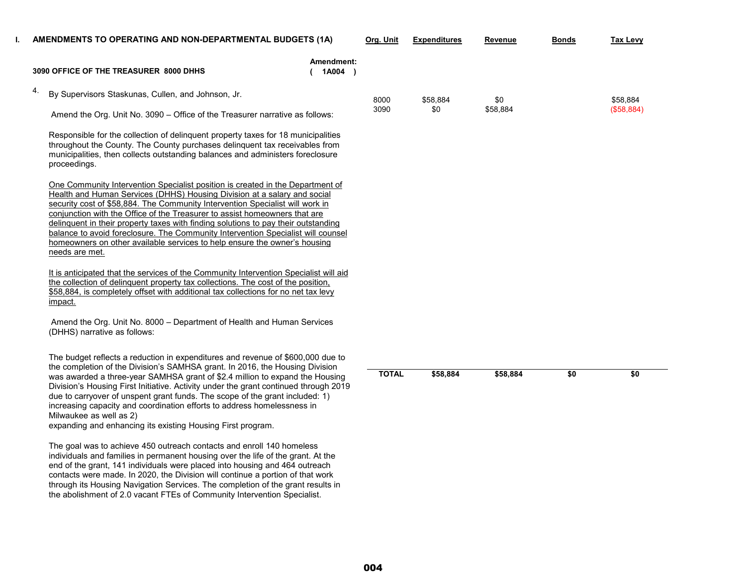## I. AMENDMENTS TO OPERATING AND NON-DEPARTMENTAL BUDGETS (1A)

**3090 OFFICE OF THE TREASURER 8000 DHHS**

**Amendment: ( 1A004 )**

| Org. Unit | Expenditures | Revenue | Bonds | Tax Levy |
|---|---|---|---|---|
| 8000 | $58,884 | $0 | | $58,884 |
| 3090 | $0 | $58,884 | | ($58,884) |
| **TOTAL** | **$58,884** | **$58,884** | **$0** | **$0** |

4. By Supervisors Staskunas, Cullen, and Johnson, Jr.

Amend the Org. Unit No. 3090 – Office of the Treasurer narrative as follows:

Responsible for the collection of delinquent property taxes for 18 municipalities throughout the County. The County purchases delinquent tax receivables from municipalities, then collects outstanding balances and administers foreclosure proceedings.

<u>One Community Intervention Specialist position is created in the Department of Health and Human Services (DHHS) Housing Division at a salary and social security cost of $58,884. The Community Intervention Specialist will work in conjunction with the Office of the Treasurer to assist homeowners that are delinquent in their property taxes with finding solutions to pay their outstanding balance to avoid foreclosure. The Community Intervention Specialist will counsel homeowners on other available services to help ensure the owner's housing needs are met.</u>

<u>It is anticipated that the services of the Community Intervention Specialist will aid the collection of delinquent property tax collections. The cost of the position, $58,884, is completely offset with additional tax collections for no net tax levy impact.</u>

Amend the Org. Unit No. 8000 – Department of Health and Human Services (DHHS) narrative as follows:

The budget reflects a reduction in expenditures and revenue of $600,000 due to the completion of the Division's SAMHSA grant. In 2016, the Housing Division was awarded a three-year SAMHSA grant of $2.4 million to expand the Housing Division's Housing First Initiative. Activity under the grant continued through 2019 due to carryover of unspent grant funds. The scope of the grant included: 1) increasing capacity and coordination efforts to address homelessness in Milwaukee as well as 2) expanding and enhancing its existing Housing First program.

The goal was to achieve 450 outreach contacts and enroll 140 homeless individuals and families in permanent housing over the life of the grant. At the end of the grant, 141 individuals were placed into housing and 464 outreach contacts were made. In 2020, the Division will continue a portion of that work through its Housing Navigation Services. The completion of the grant results in the abolishment of 2.0 vacant FTEs of Community Intervention Specialist.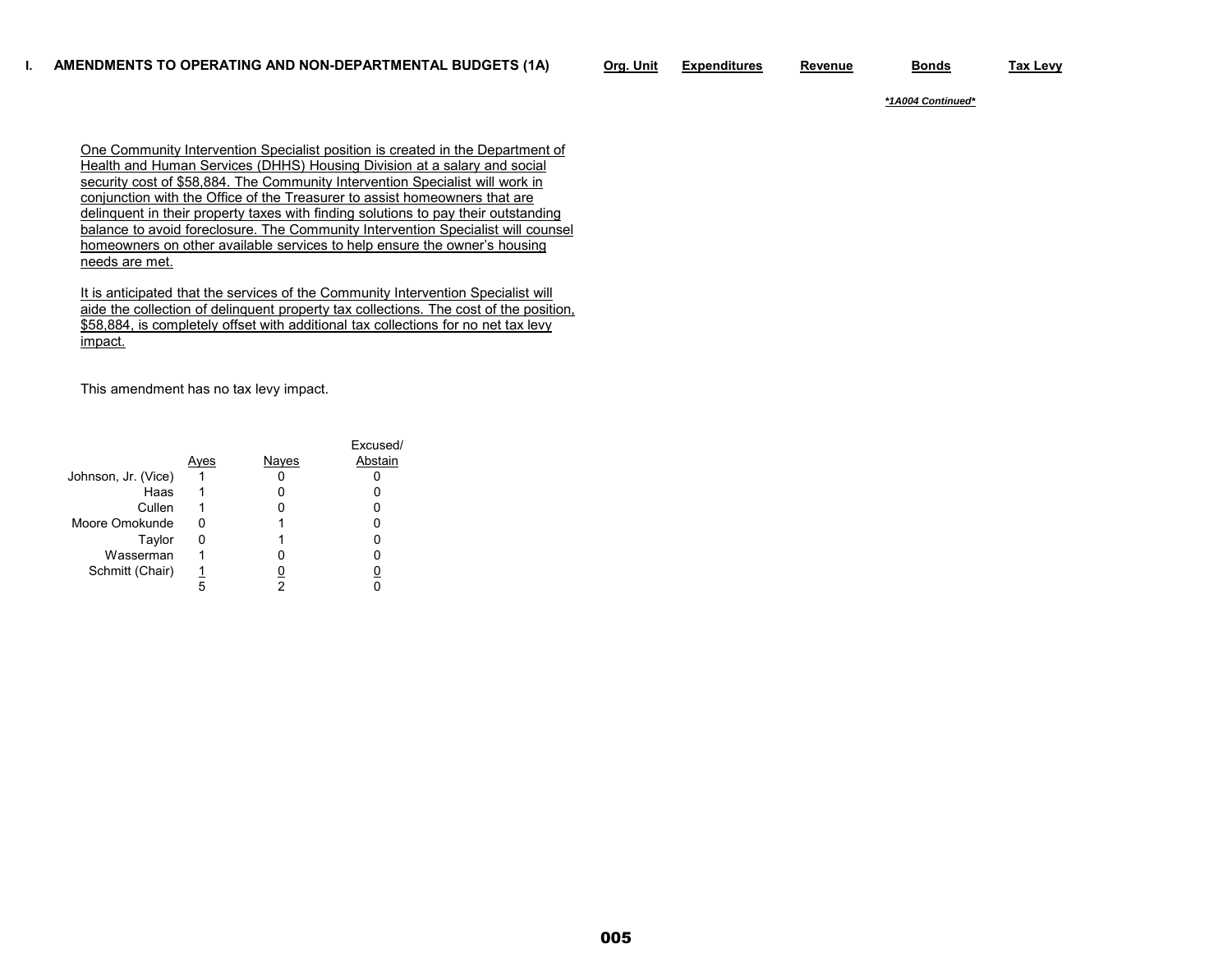## I. AMENDMENTS TO OPERATING AND NON-DEPARTMENTAL BUDGETS (1A)

| Org. Unit | Expenditures | Revenue | Bonds | Tax Levy |
|---|---|---|---|---|

***1A004 Continued***

One Community Intervention Specialist position is created in the Department of Health and Human Services (DHHS) Housing Division at a salary and social security cost of $58,884. The Community Intervention Specialist will work in conjunction with the Office of the Treasurer to assist homeowners that are delinquent in their property taxes with finding solutions to pay their outstanding balance to avoid foreclosure. The Community Intervention Specialist will counsel homeowners on other available services to help ensure the owner's housing needs are met.

It is anticipated that the services of the Community Intervention Specialist will aide the collection of delinquent property tax collections. The cost of the position, $58,884, is completely offset with additional tax collections for no net tax levy impact.

This amendment has no tax levy impact.

| | Ayes | Nayes | Excused/ Abstain |
|---|---|---|---|
| Johnson, Jr. (Vice) | 1 | 0 | 0 |
| Haas | 1 | 0 | 0 |
| Cullen | 1 | 0 | 0 |
| Moore Omokunde | 0 | 1 | 0 |
| Taylor | 0 | 1 | 0 |
| Wasserman | 1 | 0 | 0 |
| Schmitt (Chair) | 1 | 0 | 0 |
| | 5 | 2 | 0 |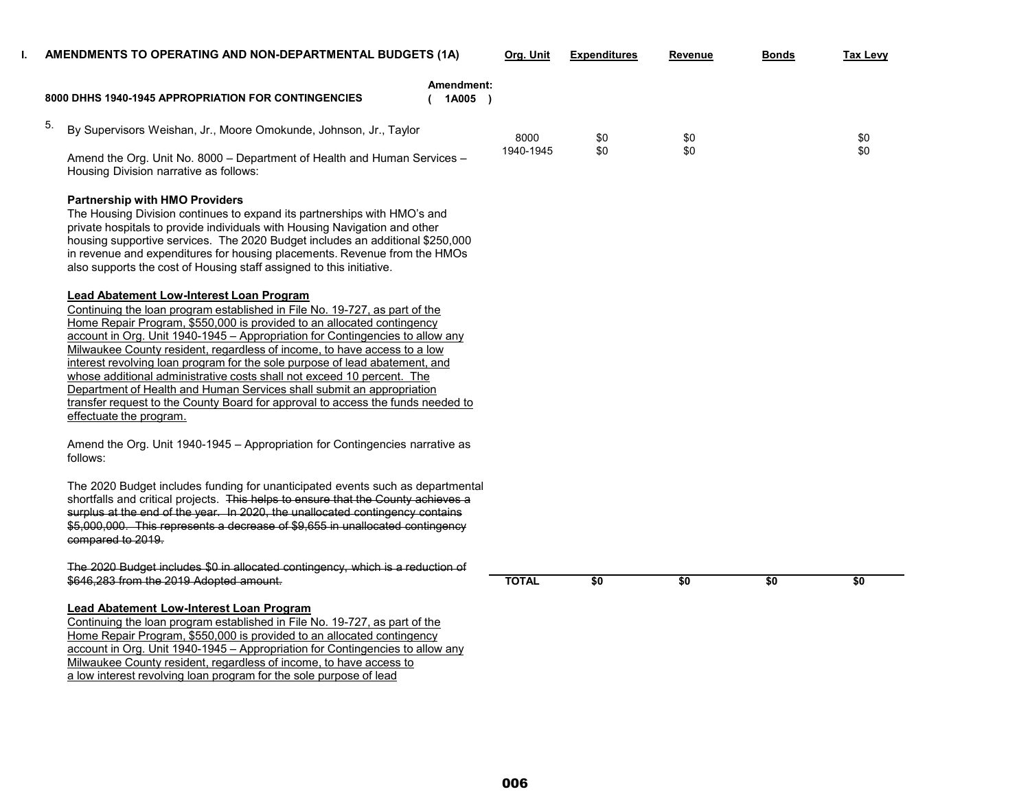# I. AMENDMENTS TO OPERATING AND NON-DEPARTMENTAL BUDGETS (1A)

**8000 DHHS 1940-1945 APPROPRIATION FOR CONTINGENCIES** — Amendment: ( 1A005 )

5. By Supervisors Weishan, Jr., Moore Omokunde, Johnson, Jr., Taylor

| Org. Unit | Expenditures | Revenue | Bonds | Tax Levy |
|---|---|---|---|---|
| 8000 | $0 | $0 | | $0 |
| 1940-1945 | $0 | $0 | | $0 |
| **TOTAL** | **$0** | **$0** | **$0** | **$0** |

Amend the Org. Unit No. 8000 – Department of Health and Human Services – Housing Division narrative as follows:

**Partnership with HMO Providers**
The Housing Division continues to expand its partnerships with HMO's and private hospitals to provide individuals with Housing Navigation and other housing supportive services. The 2020 Budget includes an additional $250,000 in revenue and expenditures for housing placements. Revenue from the HMOs also supports the cost of Housing staff assigned to this initiative.

<u>**Lead Abatement Low-Interest Loan Program**</u>
<u>Continuing the loan program established in File No. 19-727, as part of the Home Repair Program, $550,000 is provided to an allocated contingency account in Org. Unit 1940-1945 – Appropriation for Contingencies to allow any Milwaukee County resident, regardless of income, to have access to a low interest revolving loan program for the sole purpose of lead abatement, and whose additional administrative costs shall not exceed 10 percent. The Department of Health and Human Services shall submit an appropriation transfer request to the County Board for approval to access the funds needed to effectuate the program.</u>

Amend the Org. Unit 1940-1945 – Appropriation for Contingencies narrative as follows:

The 2020 Budget includes funding for unanticipated events such as departmental shortfalls and critical projects. ~~This helps to ensure that the County achieves a surplus at the end of the year. In 2020, the unallocated contingency contains $5,000,000. This represents a decrease of $9,655 in unallocated contingency compared to 2019.~~

~~The 2020 Budget includes $0 in allocated contingency, which is a reduction of $646,283 from the 2019 Adopted amount.~~

<u>**Lead Abatement Low-Interest Loan Program**</u>
<u>Continuing the loan program established in File No. 19-727, as part of the Home Repair Program, $550,000 is provided to an allocated contingency account in Org. Unit 1940-1945 – Appropriation for Contingencies to allow any Milwaukee County resident, regardless of income, to have access to a low interest revolving loan program for the sole purpose of lead</u>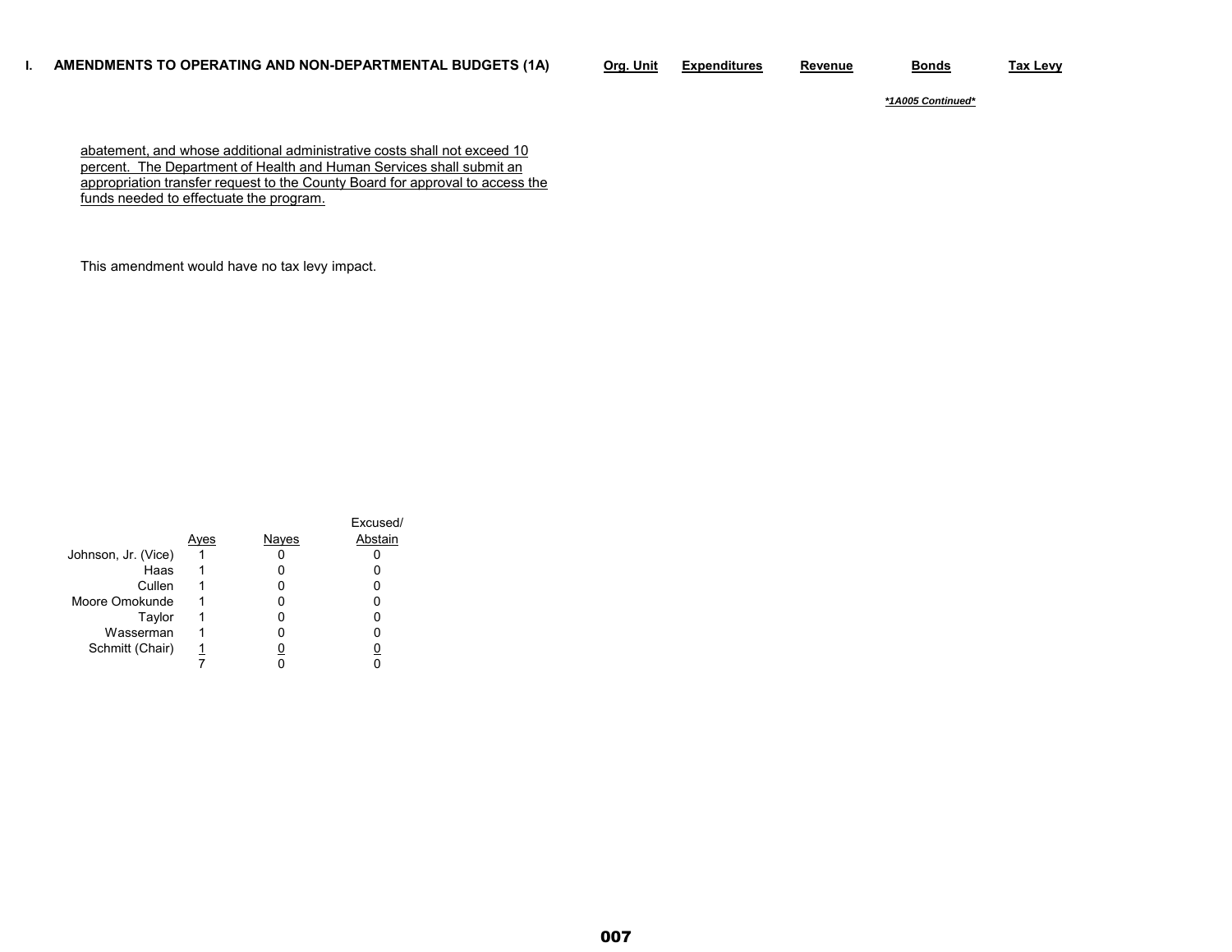## I. AMENDMENTS TO OPERATING AND NON-DEPARTMENTAL BUDGETS (1A)

| Org. Unit | Expenditures | Revenue | Bonds | Tax Levy |
|---|---|---|---|---|

***1A005 Continued***

abatement, and whose additional administrative costs shall not exceed 10 percent. The Department of Health and Human Services shall submit an appropriation transfer request to the County Board for approval to access the funds needed to effectuate the program.

This amendment would have no tax levy impact.

| | Ayes | Nayes | Excused/ Abstain |
|---|---|---|---|
| Johnson, Jr. (Vice) | 1 | 0 | 0 |
| Haas | 1 | 0 | 0 |
| Cullen | 1 | 0 | 0 |
| Moore Omokunde | 1 | 0 | 0 |
| Taylor | 1 | 0 | 0 |
| Wasserman | 1 | 0 | 0 |
| Schmitt (Chair) | 1 | 0 | 0 |
| | 7 | 0 | 0 |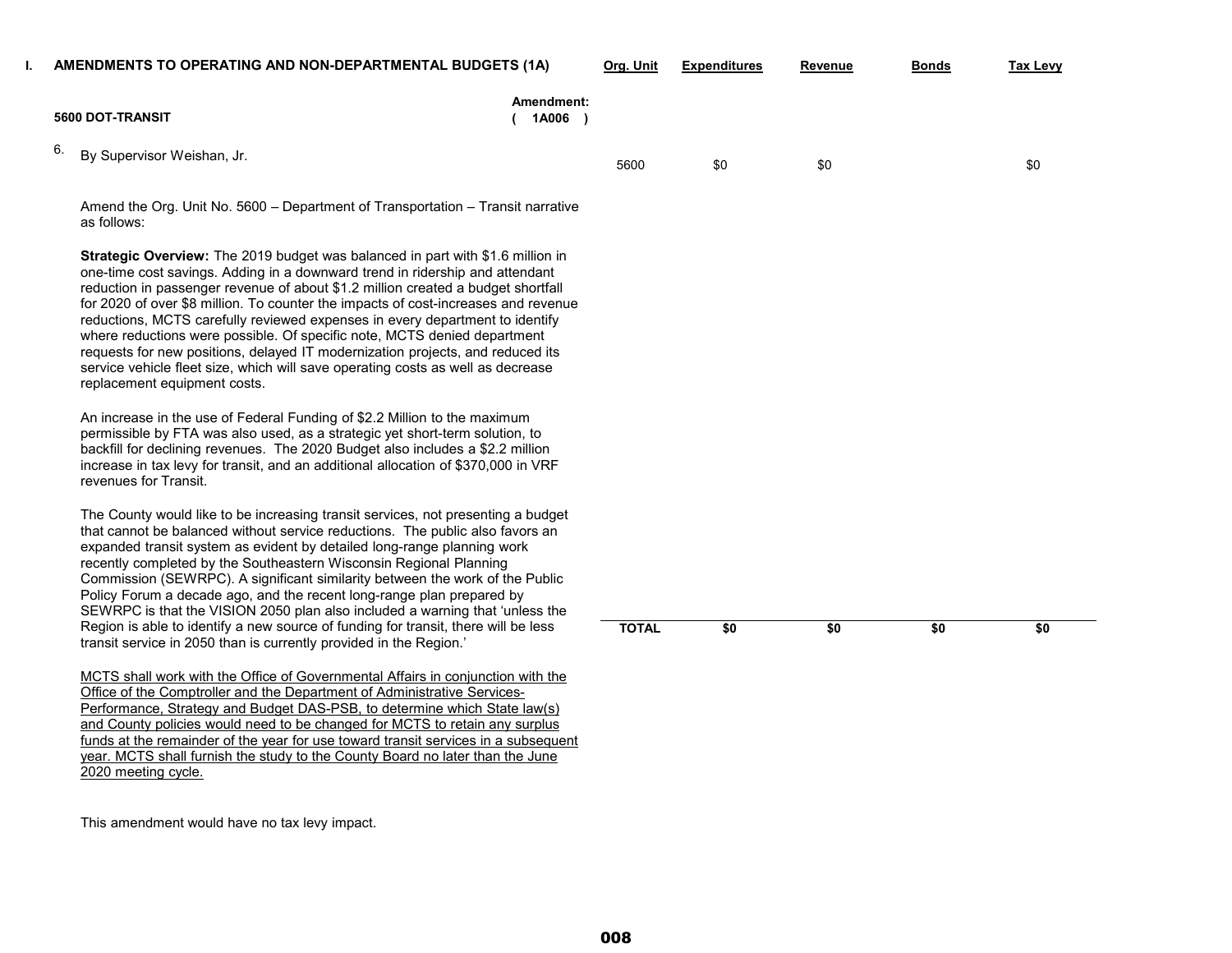## I. AMENDMENTS TO OPERATING AND NON-DEPARTMENTAL BUDGETS (1A)

**5600 DOT-TRANSIT**

**Amendment: ( 1A006 )**

| | Org. Unit | Expenditures | Revenue | Bonds | Tax Levy |
|---|---|---|---|---|---|
| 6. By Supervisor Weishan, Jr. | 5600 | $0 | $0 | | $0 |
| | **TOTAL** | **$0** | **$0** | **$0** | **$0** |

Amend the Org. Unit No. 5600 – Department of Transportation – Transit narrative as follows:

**Strategic Overview:** The 2019 budget was balanced in part with $1.6 million in one-time cost savings. Adding in a downward trend in ridership and attendant reduction in passenger revenue of about $1.2 million created a budget shortfall for 2020 of over $8 million. To counter the impacts of cost-increases and revenue reductions, MCTS carefully reviewed expenses in every department to identify where reductions were possible. Of specific note, MCTS denied department requests for new positions, delayed IT modernization projects, and reduced its service vehicle fleet size, which will save operating costs as well as decrease replacement equipment costs.

An increase in the use of Federal Funding of $2.2 Million to the maximum permissible by FTA was also used, as a strategic yet short-term solution, to backfill for declining revenues. The 2020 Budget also includes a $2.2 million increase in tax levy for transit, and an additional allocation of $370,000 in VRF revenues for Transit.

The County would like to be increasing transit services, not presenting a budget that cannot be balanced without service reductions. The public also favors an expanded transit system as evident by detailed long-range planning work recently completed by the Southeastern Wisconsin Regional Planning Commission (SEWRPC). A significant similarity between the work of the Public Policy Forum a decade ago, and the recent long-range plan prepared by SEWRPC is that the VISION 2050 plan also included a warning that 'unless the Region is able to identify a new source of funding for transit, there will be less transit service in 2050 than is currently provided in the Region.'

<u>MCTS shall work with the Office of Governmental Affairs in conjunction with the Office of the Comptroller and the Department of Administrative Services-Performance, Strategy and Budget DAS-PSB, to determine which State law(s) and County policies would need to be changed for MCTS to retain any surplus funds at the remainder of the year for use toward transit services in a subsequent year. MCTS shall furnish the study to the County Board no later than the June 2020 meeting cycle.</u>

This amendment would have no tax levy impact.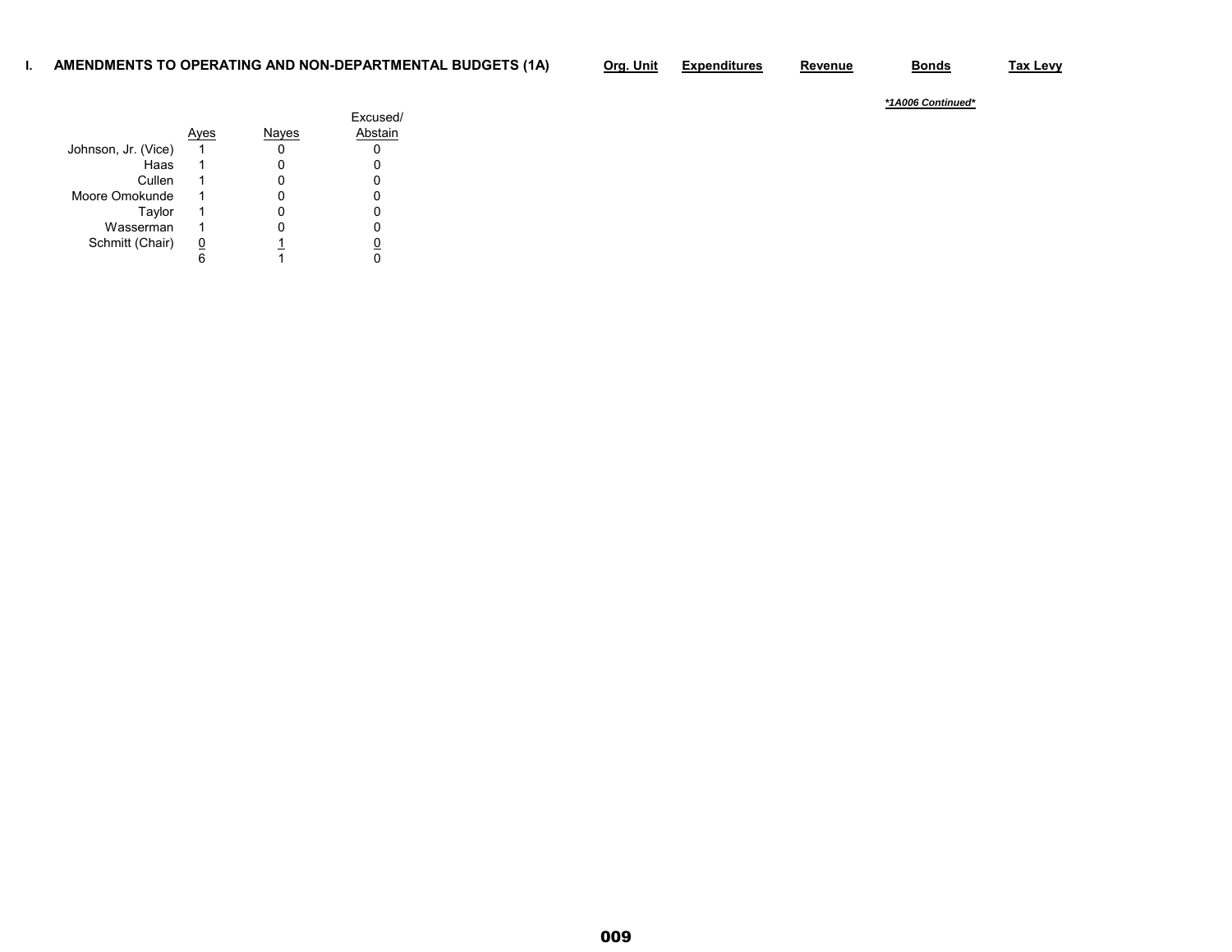## I. AMENDMENTS TO OPERATING AND NON-DEPARTMENTAL BUDGETS (1A)

| Org. Unit | Expenditures | Revenue | Bonds | Tax Levy |
|---|---|---|---|---|

***1A006 Continued***

| | Ayes | Nayes | Excused/ Abstain |
|---|---|---|---|
| Johnson, Jr. (Vice) | 1 | 0 | 0 |
| Haas | 1 | 0 | 0 |
| Cullen | 1 | 0 | 0 |
| Moore Omokunde | 1 | 0 | 0 |
| Taylor | 1 | 0 | 0 |
| Wasserman | 1 | 0 | 0 |
| Schmitt (Chair) | 0 | 1 | 0 |
| | 6 | 1 | 0 |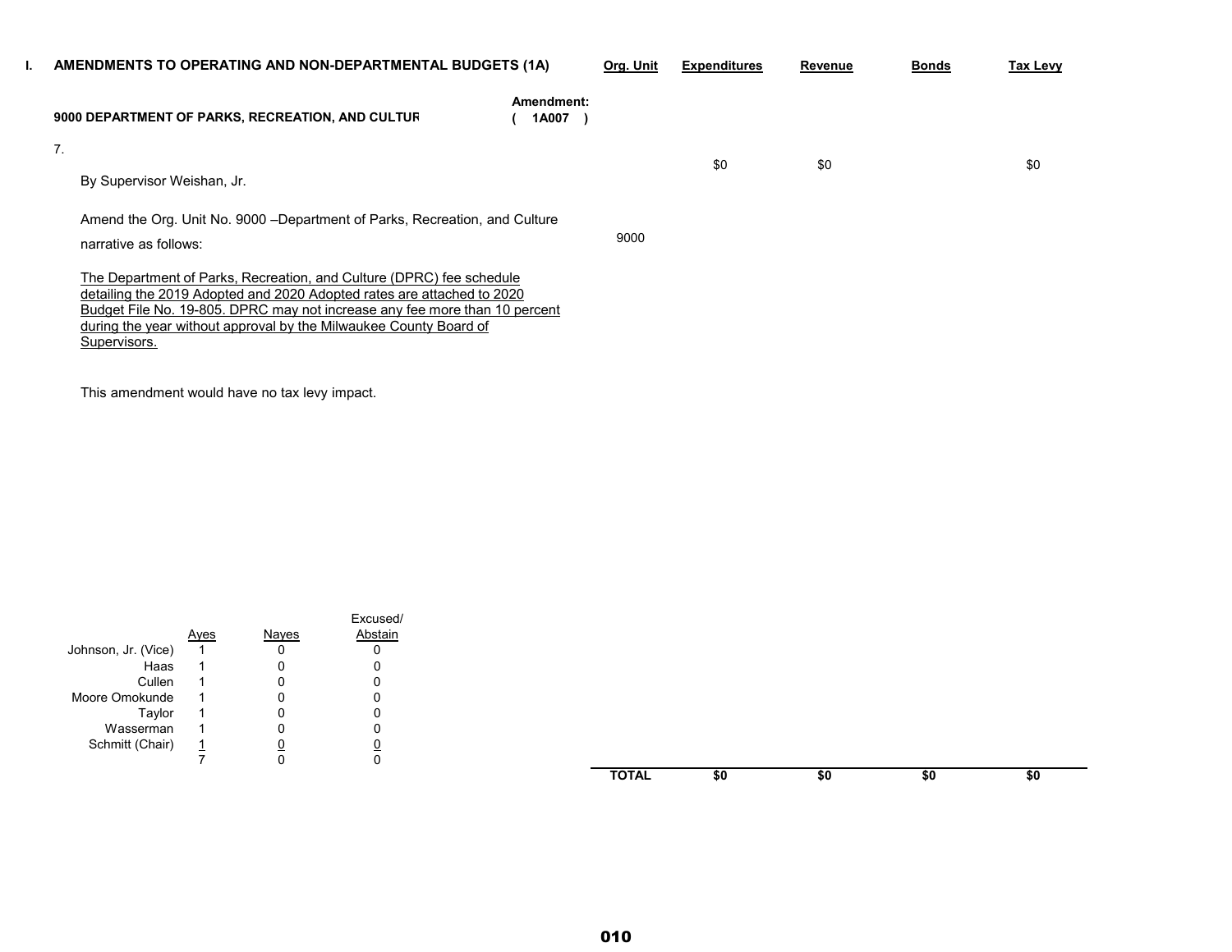## I. AMENDMENTS TO OPERATING AND NON-DEPARTMENTAL BUDGETS (1A)

| | Org. Unit | Expenditures | Revenue | Bonds | Tax Levy |
|---|---|---|---|---|---|
| **9000 DEPARTMENT OF PARKS, RECREATION, AND CULTUR** — **Amendment: ( 1A007 )** | | | | | |
| 7. By Supervisor Weishan, Jr. | | $0 | $0 | | $0 |
| Amend the Org. Unit No. 9000 –Department of Parks, Recreation, and Culture narrative as follows: | 9000 | | | | |

<u>The Department of Parks, Recreation, and Culture (DPRC) fee schedule detailing the 2019 Adopted and 2020 Adopted rates are attached to 2020 Budget File No. 19-805. DPRC may not increase any fee more than 10 percent during the year without approval by the Milwaukee County Board of Supervisors.</u>

This amendment would have no tax levy impact.

| | Ayes | Nayes | Excused/ Abstain |
|---|---|---|---|
| Johnson, Jr. (Vice) | 1 | 0 | 0 |
| Haas | 1 | 0 | 0 |
| Cullen | 1 | 0 | 0 |
| Moore Omokunde | 1 | 0 | 0 |
| Taylor | 1 | 0 | 0 |
| Wasserman | 1 | 0 | 0 |
| Schmitt (Chair) | 1 | 0 | 0 |
| | 7 | 0 | 0 |

| | Expenditures | Revenue | Bonds | Tax Levy |
|---|---|---|---|---|
| **TOTAL** | **$0** | **$0** | **$0** | **$0** |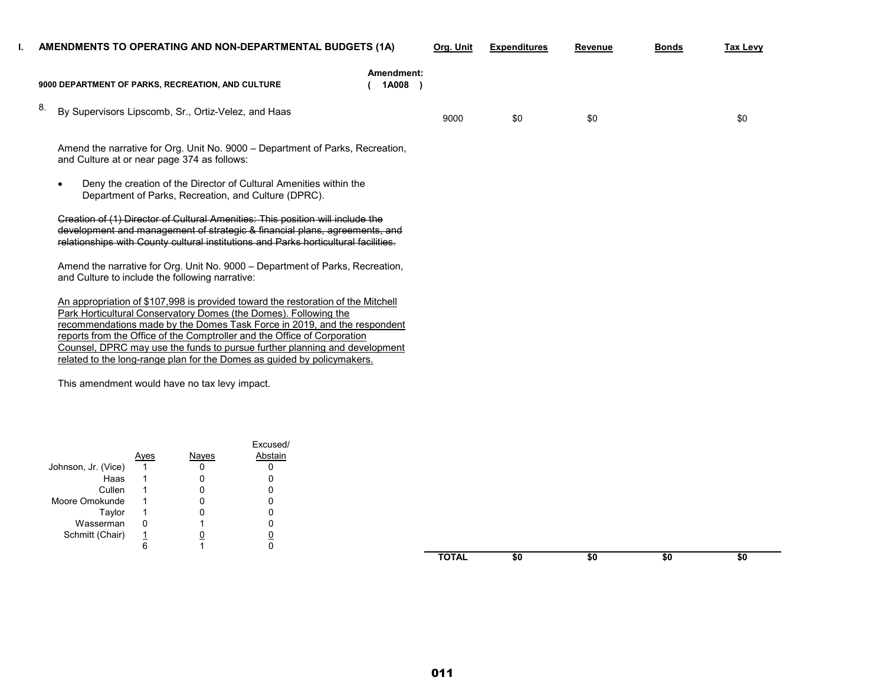## I. AMENDMENTS TO OPERATING AND NON-DEPARTMENTAL BUDGETS (1A)

| | Amendment: | Org. Unit | Expenditures | Revenue | Bonds | Tax Levy |
|---|---|---|---|---|---|---|
| **9000 DEPARTMENT OF PARKS, RECREATION, AND CULTURE** | **( 1A008 )** | | | | | |
| 8. By Supervisors Lipscomb, Sr., Ortiz-Velez, and Haas | | 9000 | $0 | $0 | | $0 |

Amend the narrative for Org. Unit No. 9000 – Department of Parks, Recreation, and Culture at or near page 374 as follows:

- Deny the creation of the Director of Cultural Amenities within the Department of Parks, Recreation, and Culture (DPRC).

~~Creation of (1) Director of Cultural Amenities: This position will include the development and management of strategic & financial plans, agreements, and relationships with County cultural institutions and Parks horticultural facilities.~~

Amend the narrative for Org. Unit No. 9000 – Department of Parks, Recreation, and Culture to include the following narrative:

<u>An appropriation of $107,998 is provided toward the restoration of the Mitchell Park Horticultural Conservatory Domes (the Domes). Following the recommendations made by the Domes Task Force in 2019, and the respondent reports from the Office of the Comptroller and the Office of Corporation Counsel, DPRC may use the funds to pursue further planning and development related to the long-range plan for the Domes as guided by policymakers.</u>

This amendment would have no tax levy impact.

| | Ayes | Nayes | Excused/ Abstain |
|---|---|---|---|
| Johnson, Jr. (Vice) | 1 | 0 | 0 |
| Haas | 1 | 0 | 0 |
| Cullen | 1 | 0 | 0 |
| Moore Omokunde | 1 | 0 | 0 |
| Taylor | 1 | 0 | 0 |
| Wasserman | 0 | 1 | 0 |
| Schmitt (Chair) | 1 | 0 | 0 |
| | 6 | 1 | 0 |

| | Expenditures | Revenue | Bonds | Tax Levy |
|---|---|---|---|---|
| **TOTAL** | **$0** | **$0** | **$0** | **$0** |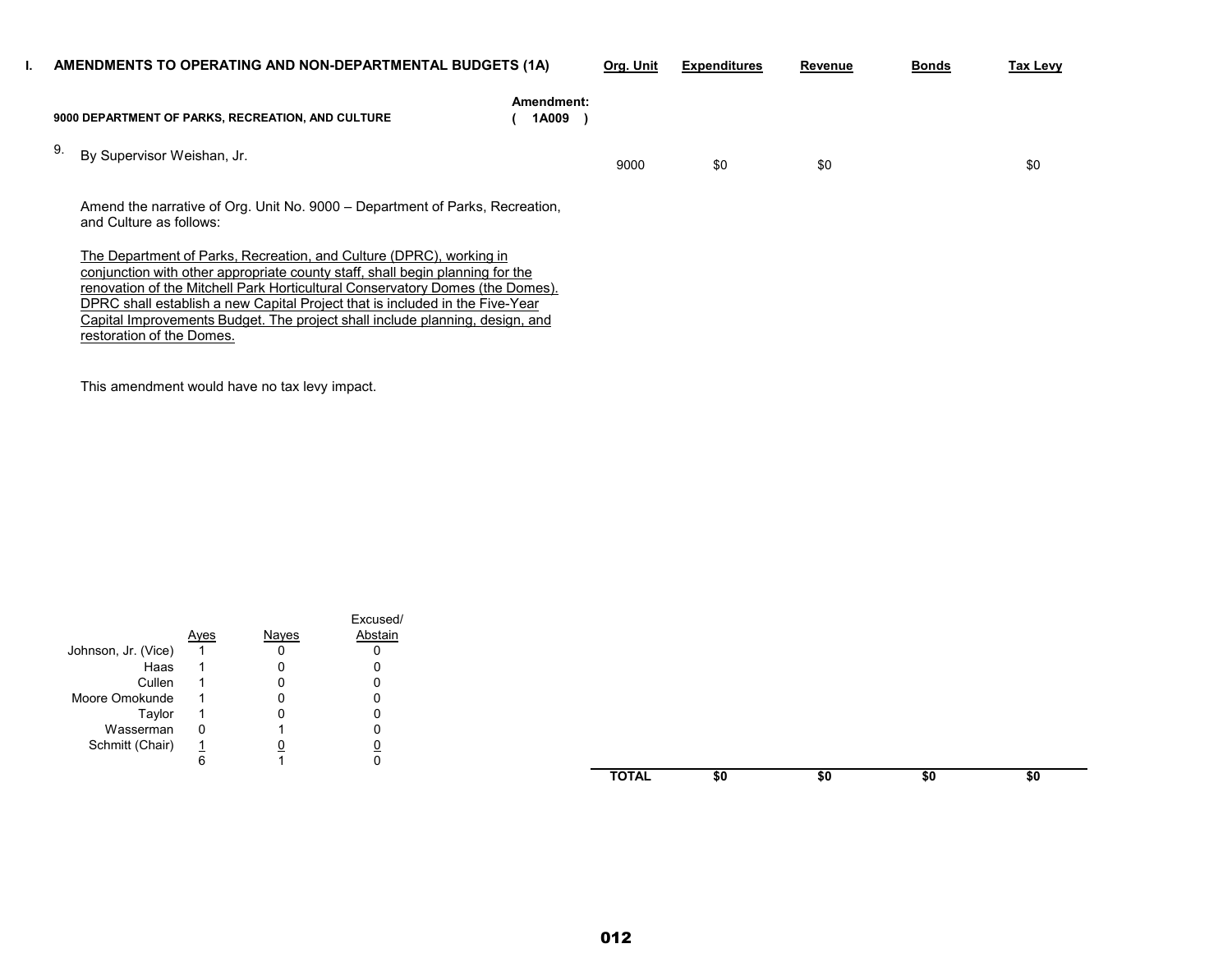## I. AMENDMENTS TO OPERATING AND NON-DEPARTMENTAL BUDGETS (1A)

| | Org. Unit | Expenditures | Revenue | Bonds | Tax Levy |
|---|---|---|---|---|---|
| **9000 DEPARTMENT OF PARKS, RECREATION, AND CULTURE** — **Amendment: ( 1A009 )** | | | | | |
| 9. By Supervisor Weishan, Jr. | 9000 | $0 | $0 | | $0 |

Amend the narrative of Org. Unit No. 9000 – Department of Parks, Recreation, and Culture as follows:

The Department of Parks, Recreation, and Culture (DPRC), working in conjunction with other appropriate county staff, shall begin planning for the renovation of the Mitchell Park Horticultural Conservatory Domes (the Domes). DPRC shall establish a new Capital Project that is included in the Five-Year Capital Improvements Budget. The project shall include planning, design, and restoration of the Domes.

This amendment would have no tax levy impact.

| | Ayes | Nayes | Excused/ Abstain |
|---|---|---|---|
| Johnson, Jr. (Vice) | 1 | 0 | 0 |
| Haas | 1 | 0 | 0 |
| Cullen | 1 | 0 | 0 |
| Moore Omokunde | 1 | 0 | 0 |
| Taylor | 1 | 0 | 0 |
| Wasserman | 0 | 1 | 0 |
| Schmitt (Chair) | 1 | 0 | 0 |
| | 6 | 1 | 0 |

| | Expenditures | Revenue | Bonds | Tax Levy |
|---|---|---|---|---|
| **TOTAL** | **$0** | **$0** | **$0** | **$0** |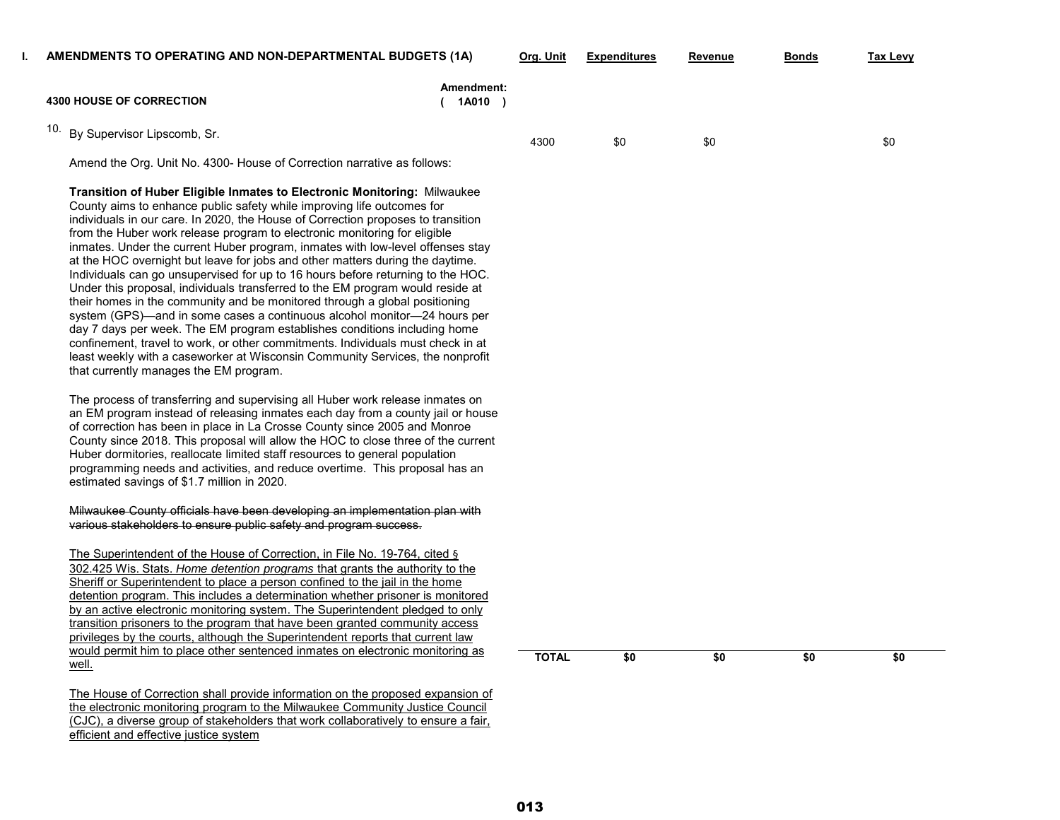## I. AMENDMENTS TO OPERATING AND NON-DEPARTMENTAL BUDGETS (1A)

### 4300 HOUSE OF CORRECTION

**Amendment: ( 1A010 )**

| | Org. Unit | Expenditures | Revenue | Bonds | Tax Levy |
|---|---|---|---|---|---|
| 10. By Supervisor Lipscomb, Sr. | 4300 | \$0 | \$0 | | \$0 |
| **TOTAL** | | **\$0** | **\$0** | **\$0** | **\$0** |

Amend the Org. Unit No. 4300- House of Correction narrative as follows:

**Transition of Huber Eligible Inmates to Electronic Monitoring:** Milwaukee County aims to enhance public safety while improving life outcomes for individuals in our care. In 2020, the House of Correction proposes to transition from the Huber work release program to electronic monitoring for eligible inmates. Under the current Huber program, inmates with low-level offenses stay at the HOC overnight but leave for jobs and other matters during the daytime. Individuals can go unsupervised for up to 16 hours before returning to the HOC. Under this proposal, individuals transferred to the EM program would reside at their homes in the community and be monitored through a global positioning system (GPS)—and in some cases a continuous alcohol monitor—24 hours per day 7 days per week. The EM program establishes conditions including home confinement, travel to work, or other commitments. Individuals must check in at least weekly with a caseworker at Wisconsin Community Services, the nonprofit that currently manages the EM program.

The process of transferring and supervising all Huber work release inmates on an EM program instead of releasing inmates each day from a county jail or house of correction has been in place in La Crosse County since 2005 and Monroe County since 2018. This proposal will allow the HOC to close three of the current Huber dormitories, reallocate limited staff resources to general population programming needs and activities, and reduce overtime. This proposal has an estimated savings of \$1.7 million in 2020.

~~Milwaukee County officials have been developing an implementation plan with various stakeholders to ensure public safety and program success.~~

<u>The Superintendent of the House of Correction, in File No. 19-764, cited § 302.425 Wis. Stats. *Home detention programs* that grants the authority to the Sheriff or Superintendent to place a person confined to the jail in the home detention program. This includes a determination whether prisoner is monitored by an active electronic monitoring system. The Superintendent pledged to only transition prisoners to the program that have been granted community access privileges by the courts, although the Superintendent reports that current law would permit him to place other sentenced inmates on electronic monitoring as well.</u>

<u>The House of Correction shall provide information on the proposed expansion of the electronic monitoring program to the Milwaukee Community Justice Council (CJC), a diverse group of stakeholders that work collaboratively to ensure a fair, efficient and effective justice system</u>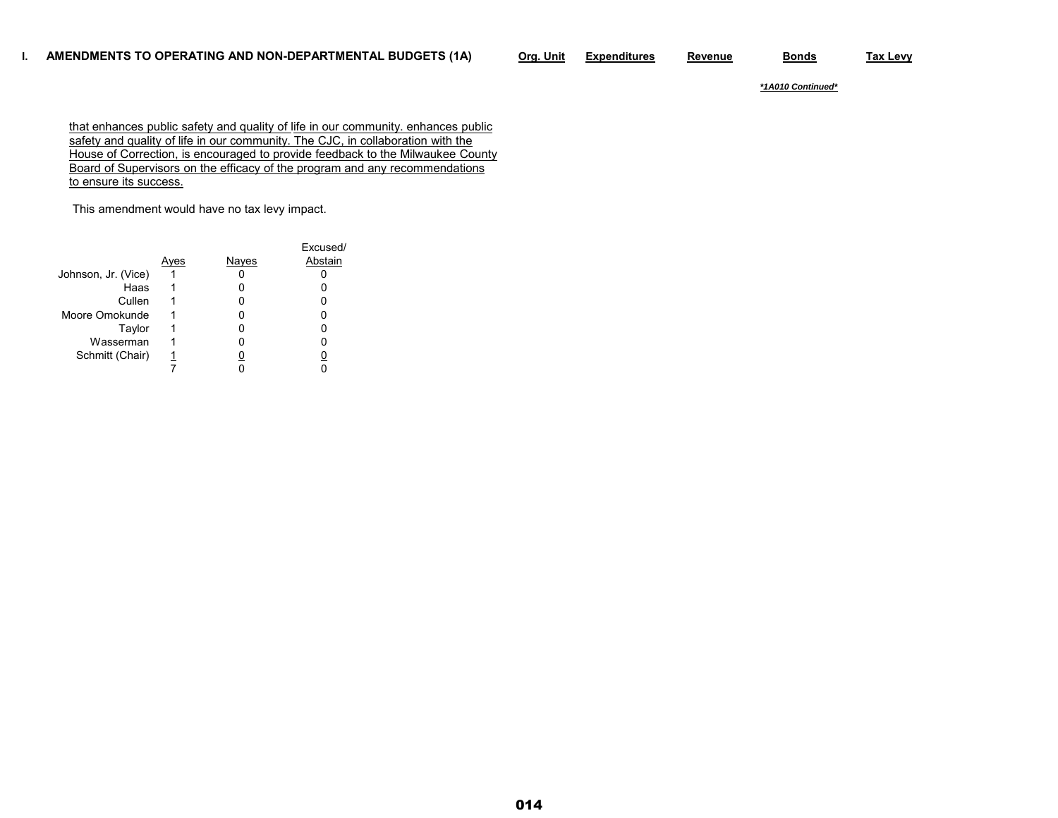# I. AMENDMENTS TO OPERATING AND NON-DEPARTMENTAL BUDGETS (1A)

| Org. Unit | Expenditures | Revenue | Bonds | Tax Levy |
|---|---|---|---|---|

***1A010 Continued***

that enhances public safety and quality of life in our community. enhances public safety and quality of life in our community. The CJC, in collaboration with the House of Correction, is encouraged to provide feedback to the Milwaukee County Board of Supervisors on the efficacy of the program and any recommendations to ensure its success.

This amendment would have no tax levy impact.

| | Ayes | Nayes | Excused/ Abstain |
|---|---|---|---|
| Johnson, Jr. (Vice) | 1 | 0 | 0 |
| Haas | 1 | 0 | 0 |
| Cullen | 1 | 0 | 0 |
| Moore Omokunde | 1 | 0 | 0 |
| Taylor | 1 | 0 | 0 |
| Wasserman | 1 | 0 | 0 |
| Schmitt (Chair) | 1 | 0 | 0 |
| | 7 | 0 | 0 |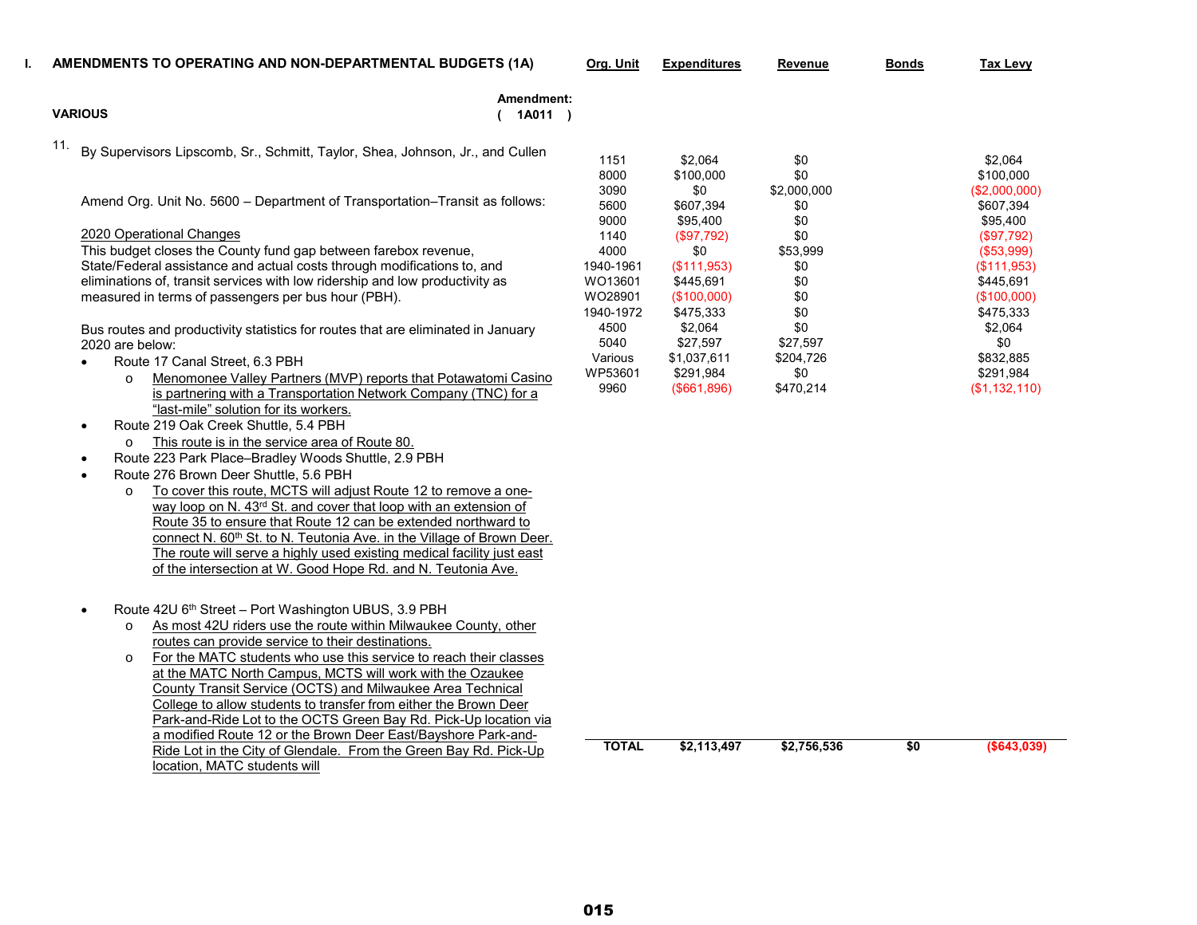# I. AMENDMENTS TO OPERATING AND NON-DEPARTMENTAL BUDGETS (1A)

**VARIOUS**

**Amendment: ( 1A011 )**

11. By Supervisors Lipscomb, Sr., Schmitt, Taylor, Shea, Johnson, Jr., and Cullen

Amend Org. Unit No. 5600 – Department of Transportation–Transit as follows:

2020 Operational Changes

This budget closes the County fund gap between farebox revenue, State/Federal assistance and actual costs through modifications to, and eliminations of, transit services with low ridership and low productivity as measured in terms of passengers per bus hour (PBH).

Bus routes and productivity statistics for routes that are eliminated in January 2020 are below:

- Route 17 Canal Street, 6.3 PBH
  - Menomonee Valley Partners (MVP) reports that Potawatomi Casino is partnering with a Transportation Network Company (TNC) for a "last-mile" solution for its workers.
- Route 219 Oak Creek Shuttle, 5.4 PBH
  - This route is in the service area of Route 80.
- Route 223 Park Place–Bradley Woods Shuttle, 2.9 PBH
- Route 276 Brown Deer Shuttle, 5.6 PBH
  - To cover this route, MCTS will adjust Route 12 to remove a one-way loop on N. 43rd St. and cover that loop with an extension of Route 35 to ensure that Route 12 can be extended northward to connect N. 60th St. to N. Teutonia Ave. in the Village of Brown Deer. The route will serve a highly used existing medical facility just east of the intersection at W. Good Hope Rd. and N. Teutonia Ave.
- Route 42U 6th Street – Port Washington UBUS, 3.9 PBH
  - As most 42U riders use the route within Milwaukee County, other routes can provide service to their destinations.
  - For the MATC students who use this service to reach their classes at the MATC North Campus, MCTS will work with the Ozaukee County Transit Service (OCTS) and Milwaukee Area Technical College to allow students to transfer from either the Brown Deer Park-and-Ride Lot to the OCTS Green Bay Rd. Pick-Up location via a modified Route 12 or the Brown Deer East/Bayshore Park-and-Ride Lot in the City of Glendale. From the Green Bay Rd. Pick-Up location, MATC students will

| Org. Unit | Expenditures | Revenue | Bonds | Tax Levy |
|---|---|---|---|---|
| 1151 | $2,064 | $0 | | $2,064 |
| 8000 | $100,000 | $0 | | $100,000 |
| 3090 | $0 | $2,000,000 | | ($2,000,000) |
| 5600 | $607,394 | $0 | | $607,394 |
| 9000 | $95,400 | $0 | | $95,400 |
| 1140 | ($97,792) | $0 | | ($97,792) |
| 4000 | $0 | $53,999 | | ($53,999) |
| 1940-1961 | ($111,953) | $0 | | ($111,953) |
| WO13601 | $445,691 | $0 | | $445,691 |
| WO28901 | ($100,000) | $0 | | ($100,000) |
| 1940-1972 | $475,333 | $0 | | $475,333 |
| 4500 | $2,064 | $0 | | $2,064 |
| 5040 | $27,597 | $27,597 | | $0 |
| Various | $1,037,611 | $204,726 | | $832,885 |
| WP53601 | $291,984 | $0 | | $291,984 |
| 9960 | ($661,896) | $470,214 | | ($1,132,110) |
| **TOTAL** | **$2,113,497** | **$2,756,536** | **$0** | **($643,039)** |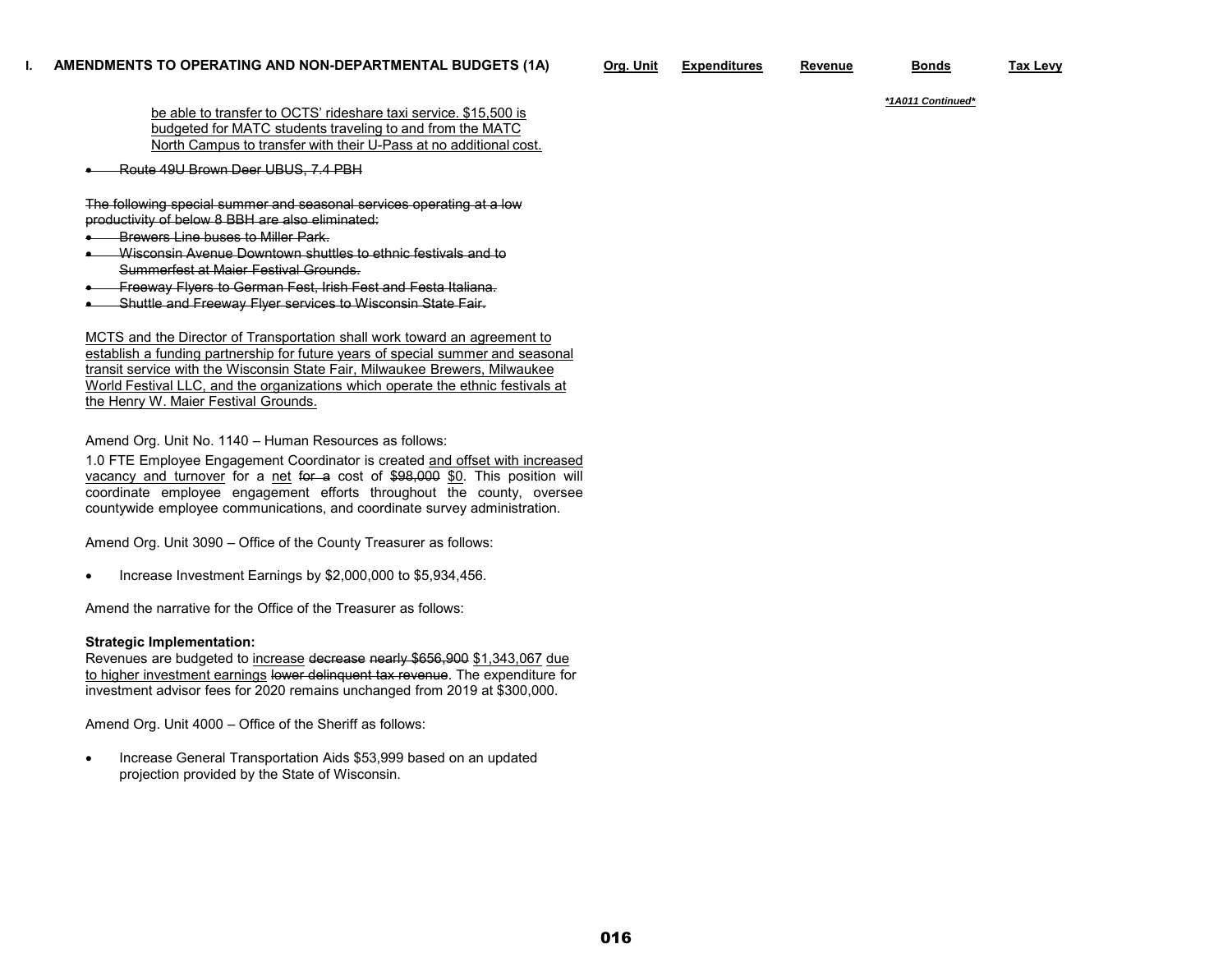## I. AMENDMENTS TO OPERATING AND NON-DEPARTMENTAL BUDGETS (1A)

| Org. Unit | Expenditures | Revenue | Bonds | Tax Levy |
|---|---|---|---|---|

*\*1A011 Continued\**

be able to transfer to OCTS' rideshare taxi service. $15,500 is budgeted for MATC students traveling to and from the MATC North Campus to transfer with their U-Pass at no additional cost.

- ~~Route 49U Brown Deer UBUS, 7.4 PBH~~

~~The following special summer and seasonal services operating at a low productivity of below 8 BBH are also eliminated:~~

- ~~Brewers Line buses to Miller Park.~~
- ~~Wisconsin Avenue Downtown shuttles to ethnic festivals and to Summerfest at Maier Festival Grounds.~~
- ~~Freeway Flyers to German Fest, Irish Fest and Festa Italiana.~~
- ~~Shuttle and Freeway Flyer services to Wisconsin State Fair.~~

MCTS and the Director of Transportation shall work toward an agreement to establish a funding partnership for future years of special summer and seasonal transit service with the Wisconsin State Fair, Milwaukee Brewers, Milwaukee World Festival LLC, and the organizations which operate the ethnic festivals at the Henry W. Maier Festival Grounds.

Amend Org. Unit No. 1140 – Human Resources as follows:

1.0 FTE Employee Engagement Coordinator is created and offset with increased vacancy and turnover for a net ~~for a~~ cost of ~~$98,000~~ $0. This position will coordinate employee engagement efforts throughout the county, oversee countywide employee communications, and coordinate survey administration.

Amend Org. Unit 3090 – Office of the County Treasurer as follows:

- Increase Investment Earnings by $2,000,000 to $5,934,456.

Amend the narrative for the Office of the Treasurer as follows:

**Strategic Implementation:**
Revenues are budgeted to increase ~~decrease nearly $656,900~~ $1,343,067 due to higher investment earnings ~~lower delinquent tax revenue~~. The expenditure for investment advisor fees for 2020 remains unchanged from 2019 at $300,000.

Amend Org. Unit 4000 – Office of the Sheriff as follows:

- Increase General Transportation Aids $53,999 based on an updated projection provided by the State of Wisconsin.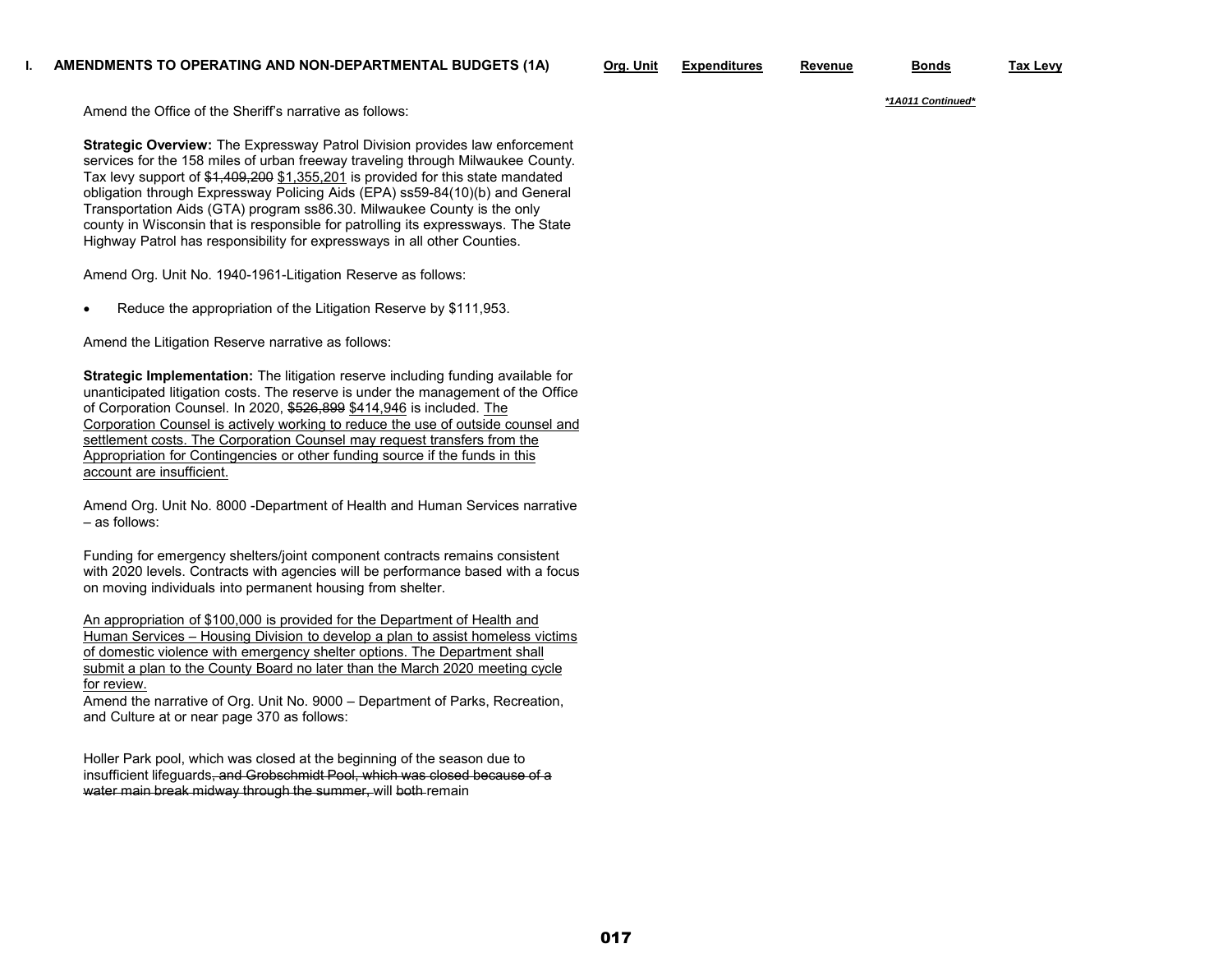**I. AMENDMENTS TO OPERATING AND NON-DEPARTMENTAL BUDGETS (1A)**

| | Org. Unit | Expenditures | Revenue | Bonds | Tax Levy |
|---|---|---|---|---|---|
| | | | | *\*1A011 Continued\** | |

Amend the Office of the Sheriff's narrative as follows:

**Strategic Overview:** The Expressway Patrol Division provides law enforcement services for the 158 miles of urban freeway traveling through Milwaukee County. Tax levy support of ~~$1,409,200~~ <u>$1,355,201</u> is provided for this state mandated obligation through Expressway Policing Aids (EPA) ss59-84(10)(b) and General Transportation Aids (GTA) program ss86.30. Milwaukee County is the only county in Wisconsin that is responsible for patrolling its expressways. The State Highway Patrol has responsibility for expressways in all other Counties.

Amend Org. Unit No. 1940-1961-Litigation Reserve as follows:

- Reduce the appropriation of the Litigation Reserve by $111,953.

Amend the Litigation Reserve narrative as follows:

**Strategic Implementation:** The litigation reserve including funding available for unanticipated litigation costs. The reserve is under the management of the Office of Corporation Counsel. In 2020, ~~$526,899~~ <u>$414,946</u> is included. <u>The Corporation Counsel is actively working to reduce the use of outside counsel and settlement costs. The Corporation Counsel may request transfers from the Appropriation for Contingencies or other funding source if the funds in this account are insufficient.</u>

Amend Org. Unit No. 8000 -Department of Health and Human Services narrative – as follows:

Funding for emergency shelters/joint component contracts remains consistent with 2020 levels. Contracts with agencies will be performance based with a focus on moving individuals into permanent housing from shelter.

<u>An appropriation of $100,000 is provided for the Department of Health and Human Services – Housing Division to develop a plan to assist homeless victims of domestic violence with emergency shelter options. The Department shall submit a plan to the County Board no later than the March 2020 meeting cycle for review.</u>

Amend the narrative of Org. Unit No. 9000 – Department of Parks, Recreation, and Culture at or near page 370 as follows:

Holler Park pool, which was closed at the beginning of the season due to insufficient lifeguards~~, and Grobschmidt Pool, which was closed because of a water main break midway through the summer,~~ will ~~both~~ remain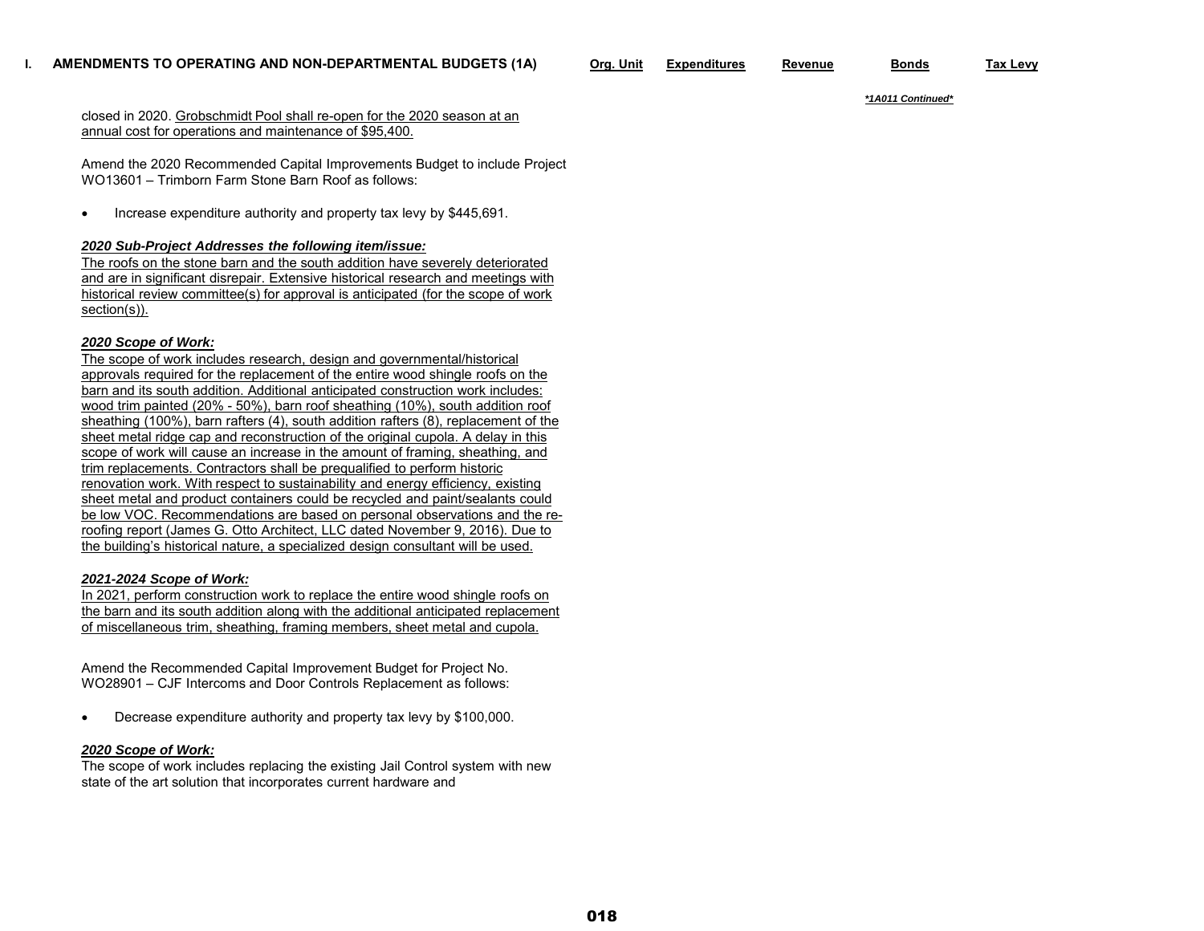## I. AMENDMENTS TO OPERATING AND NON-DEPARTMENTAL BUDGETS (1A)

| Org. Unit | Expenditures | Revenue | Bonds | Tax Levy |
|---|---|---|---|---|

***1A011 Continued***

closed in 2020. Grobschmidt Pool shall re-open for the 2020 season at an annual cost for operations and maintenance of $95,400.

Amend the 2020 Recommended Capital Improvements Budget to include Project WO13601 – Trimborn Farm Stone Barn Roof as follows:

- Increase expenditure authority and property tax levy by $445,691.

***2020 Sub-Project Addresses the following item/issue:***

The roofs on the stone barn and the south addition have severely deteriorated and are in significant disrepair. Extensive historical research and meetings with historical review committee(s) for approval is anticipated (for the scope of work section(s)).

***2020 Scope of Work:***

The scope of work includes research, design and governmental/historical approvals required for the replacement of the entire wood shingle roofs on the barn and its south addition. Additional anticipated construction work includes: wood trim painted (20% - 50%), barn roof sheathing (10%), south addition roof sheathing (100%), barn rafters (4), south addition rafters (8), replacement of the sheet metal ridge cap and reconstruction of the original cupola. A delay in this scope of work will cause an increase in the amount of framing, sheathing, and trim replacements. Contractors shall be prequalified to perform historic renovation work. With respect to sustainability and energy efficiency, existing sheet metal and product containers could be recycled and paint/sealants could be low VOC. Recommendations are based on personal observations and the re-roofing report (James G. Otto Architect, LLC dated November 9, 2016). Due to the building's historical nature, a specialized design consultant will be used.

***2021-2024 Scope of Work:***

In 2021, perform construction work to replace the entire wood shingle roofs on the barn and its south addition along with the additional anticipated replacement of miscellaneous trim, sheathing, framing members, sheet metal and cupola.

Amend the Recommended Capital Improvement Budget for Project No. WO28901 – CJF Intercoms and Door Controls Replacement as follows:

- Decrease expenditure authority and property tax levy by $100,000.

***2020 Scope of Work:***

The scope of work includes replacing the existing Jail Control system with new state of the art solution that incorporates current hardware and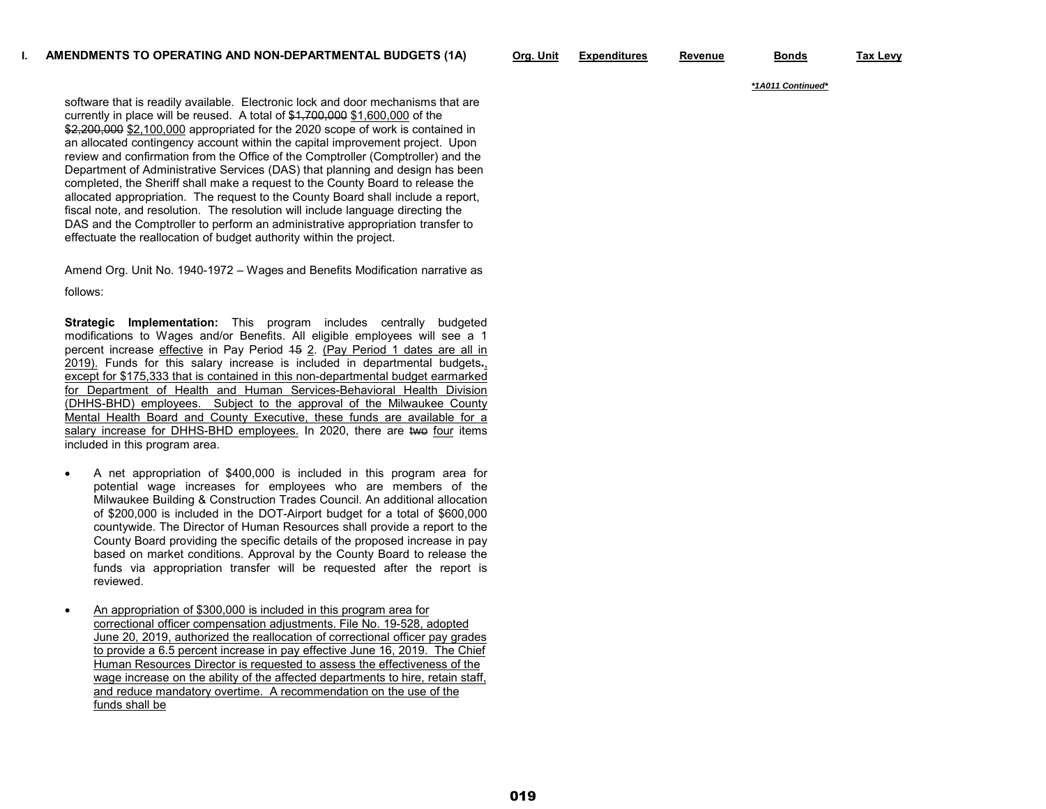## I. AMENDMENTS TO OPERATING AND NON-DEPARTMENTAL BUDGETS (1A)

| Org. Unit | Expenditures | Revenue | Bonds | Tax Levy |
|---|---|---|---|---|

*\*1A011 Continued\**

software that is readily available. Electronic lock and door mechanisms that are currently in place will be reused. A total of ~~$1,700,000~~ <u>$1,600,000</u> of the ~~$2,200,000~~ <u>$2,100,000</u> appropriated for the 2020 scope of work is contained in an allocated contingency account within the capital improvement project. Upon review and confirmation from the Office of the Comptroller (Comptroller) and the Department of Administrative Services (DAS) that planning and design has been completed, the Sheriff shall make a request to the County Board to release the allocated appropriation. The request to the County Board shall include a report, fiscal note, and resolution. The resolution will include language directing the DAS and the Comptroller to perform an administrative appropriation transfer to effectuate the reallocation of budget authority within the project.

Amend Org. Unit No. 1940-1972 – Wages and Benefits Modification narrative as follows:

**Strategic Implementation:** This program includes centrally budgeted modifications to Wages and/or Benefits. All eligible employees will see a 1 percent increase <u>effective</u> in Pay Period ~~15~~ <u>2</u>. <u>(Pay Period 1 dates are all in 2019).</u> Funds for this salary increase is included in departmental budgets~~.~~<u>, except for $175,333 that is contained in this non-departmental budget earmarked for Department of Health and Human Services-Behavioral Health Division (DHHS-BHD) employees. Subject to the approval of the Milwaukee County Mental Health Board and County Executive, these funds are available for a salary increase for DHHS-BHD employees.</u> In 2020, there are ~~two~~ <u>four</u> items included in this program area.

- A net appropriation of $400,000 is included in this program area for potential wage increases for employees who are members of the Milwaukee Building & Construction Trades Council. An additional allocation of $200,000 is included in the DOT-Airport budget for a total of $600,000 countywide. The Director of Human Resources shall provide a report to the County Board providing the specific details of the proposed increase in pay based on market conditions. Approval by the County Board to release the funds via appropriation transfer will be requested after the report is reviewed.

- <u>An appropriation of $300,000 is included in this program area for correctional officer compensation adjustments. File No. 19-528, adopted June 20, 2019, authorized the reallocation of correctional officer pay grades to provide a 6.5 percent increase in pay effective June 16, 2019. The Chief Human Resources Director is requested to assess the effectiveness of the wage increase on the ability of the affected departments to hire, retain staff, and reduce mandatory overtime. A recommendation on the use of the funds shall be</u>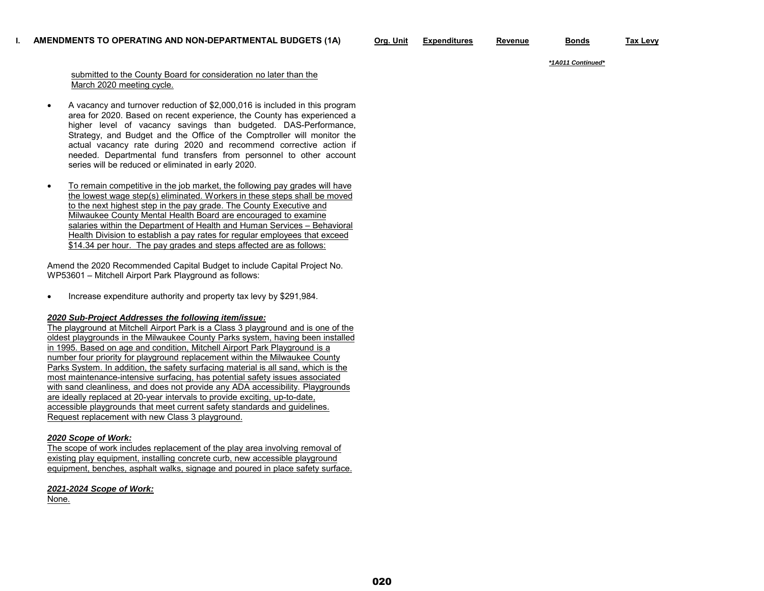**I. AMENDMENTS TO OPERATING AND NON-DEPARTMENTAL BUDGETS (1A)** | **Org. Unit** | **Expenditures** | **Revenue** | **Bonds** | **Tax Levy**

***1A011 Continued***

submitted to the County Board for consideration no later than the March 2020 meeting cycle.

- A vacancy and turnover reduction of $2,000,016 is included in this program area for 2020. Based on recent experience, the County has experienced a higher level of vacancy savings than budgeted. DAS-Performance, Strategy, and Budget and the Office of the Comptroller will monitor the actual vacancy rate during 2020 and recommend corrective action if needed. Departmental fund transfers from personnel to other account series will be reduced or eliminated in early 2020.

- To remain competitive in the job market, the following pay grades will have the lowest wage step(s) eliminated. Workers in these steps shall be moved to the next highest step in the pay grade. The County Executive and Milwaukee County Mental Health Board are encouraged to examine salaries within the Department of Health and Human Services – Behavioral Health Division to establish a pay rates for regular employees that exceed $14.34 per hour. The pay grades and steps affected are as follows:

Amend the 2020 Recommended Capital Budget to include Capital Project No. WP53601 – Mitchell Airport Park Playground as follows:

- Increase expenditure authority and property tax levy by $291,984.

***2020 Sub-Project Addresses the following item/issue:***

The playground at Mitchell Airport Park is a Class 3 playground and is one of the oldest playgrounds in the Milwaukee County Parks system, having been installed in 1995. Based on age and condition, Mitchell Airport Park Playground is a number four priority for playground replacement within the Milwaukee County Parks System. In addition, the safety surfacing material is all sand, which is the most maintenance-intensive surfacing, has potential safety issues associated with sand cleanliness, and does not provide any ADA accessibility. Playgrounds are ideally replaced at 20-year intervals to provide exciting, up-to-date, accessible playgrounds that meet current safety standards and guidelines. Request replacement with new Class 3 playground.

***2020 Scope of Work:***

The scope of work includes replacement of the play area involving removal of existing play equipment, installing concrete curb, new accessible playground equipment, benches, asphalt walks, signage and poured in place safety surface.

***2021-2024 Scope of Work:***

None.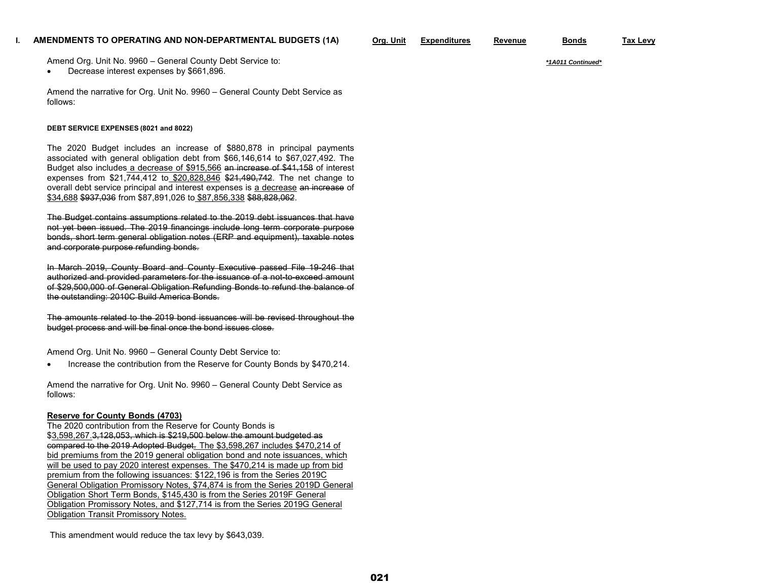## I. AMENDMENTS TO OPERATING AND NON-DEPARTMENTAL BUDGETS (1A)

| Org. Unit | Expenditures | Revenue | Bonds | Tax Levy |
|---|---|---|---|---|
| | | | *1A011 Continued* | |

Amend Org. Unit No. 9960 – General County Debt Service to:

- Decrease interest expenses by $661,896.

Amend the narrative for Org. Unit No. 9960 – General County Debt Service as follows:

**DEBT SERVICE EXPENSES (8021 and 8022)**

The 2020 Budget includes an increase of $880,878 in principal payments associated with general obligation debt from $66,146,614 to $67,027,492. The Budget also includes <u>a decrease of $915,566</u> ~~an increase of $41,158~~ of interest expenses from $21,744,412 to <u>$20,828,846</u> ~~$21,490,742~~. The net change to overall debt service principal and interest expenses is <u>a decrease</u> ~~an increase~~ of <u>$34,688</u> ~~$937,036~~ from $87,891,026 to <u>$87,856,338</u> ~~$88,828,062~~.

~~The Budget contains assumptions related to the 2019 debt issuances that have not yet been issued. The 2019 financings include long term corporate purpose bonds, short term general obligation notes (ERP and equipment), taxable notes and corporate purpose refunding bonds.~~

~~In March 2019, County Board and County Executive passed File 19-246 that authorized and provided parameters for the issuance of a not-to-exceed amount of $29,500,000 of General Obligation Refunding Bonds to refund the balance of the outstanding: 2010C Build America Bonds.~~

~~The amounts related to the 2019 bond issuances will be revised throughout the budget process and will be final once the bond issues close.~~

Amend Org. Unit No. 9960 – General County Debt Service to:

- Increase the contribution from the Reserve for County Bonds by $470,214.

Amend the narrative for Org. Unit No. 9960 – General County Debt Service as follows:

**<u>Reserve for County Bonds (4703)</u>**

The 2020 contribution from the Reserve for County Bonds is $<u>3,598,267.</u>~~3,128,053, which is $219,500 below the amount budgeted as compared to the 2019 Adopted Budget~~. <u>The $3,598,267 includes $470,214 of bid premiums from the 2019 general obligation bond and note issuances, which will be used to pay 2020 interest expenses. The $470,214 is made up from bid premium from the following issuances: $122,196 is from the Series 2019C General Obligation Promissory Notes, $74,874 is from the Series 2019D General Obligation Short Term Bonds, $145,430 is from the Series 2019F General Obligation Promissory Notes, and $127,714 is from the Series 2019G General Obligation Transit Promissory Notes.</u>

This amendment would reduce the tax levy by $643,039.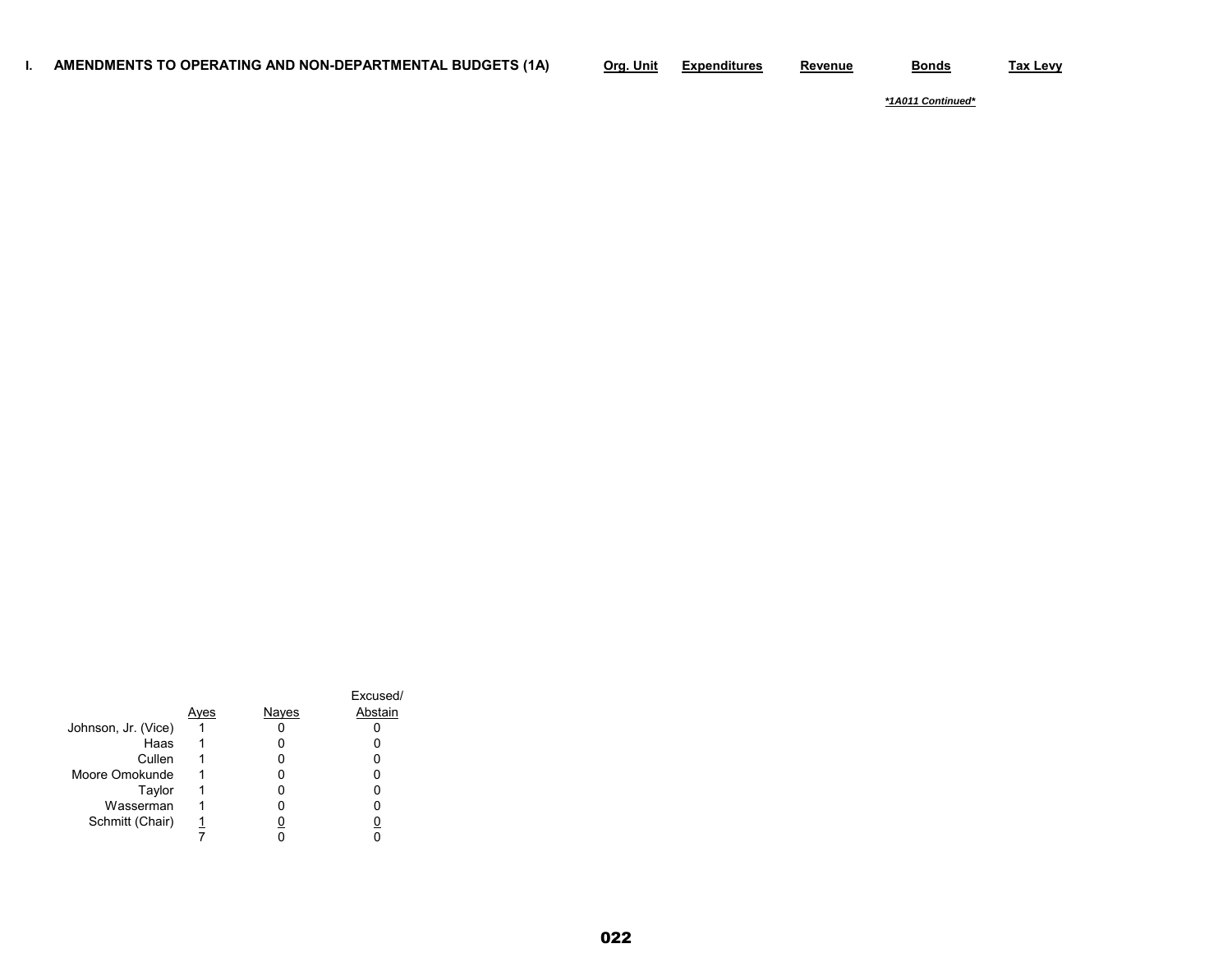## I. AMENDMENTS TO OPERATING AND NON-DEPARTMENTAL BUDGETS (1A)

| | Org. Unit | Expenditures | Revenue | Bonds | Tax Levy |
|---|---|---|---|---|---|
| | | | | ***1A011 Continued*** | |

| | Ayes | Nayes | Excused/ Abstain |
|---|---|---|---|
| Johnson, Jr. (Vice) | 1 | 0 | 0 |
| Haas | 1 | 0 | 0 |
| Cullen | 1 | 0 | 0 |
| Moore Omokunde | 1 | 0 | 0 |
| Taylor | 1 | 0 | 0 |
| Wasserman | 1 | 0 | 0 |
| Schmitt (Chair) | 1 | 0 | 0 |
| | 7 | 0 | 0 |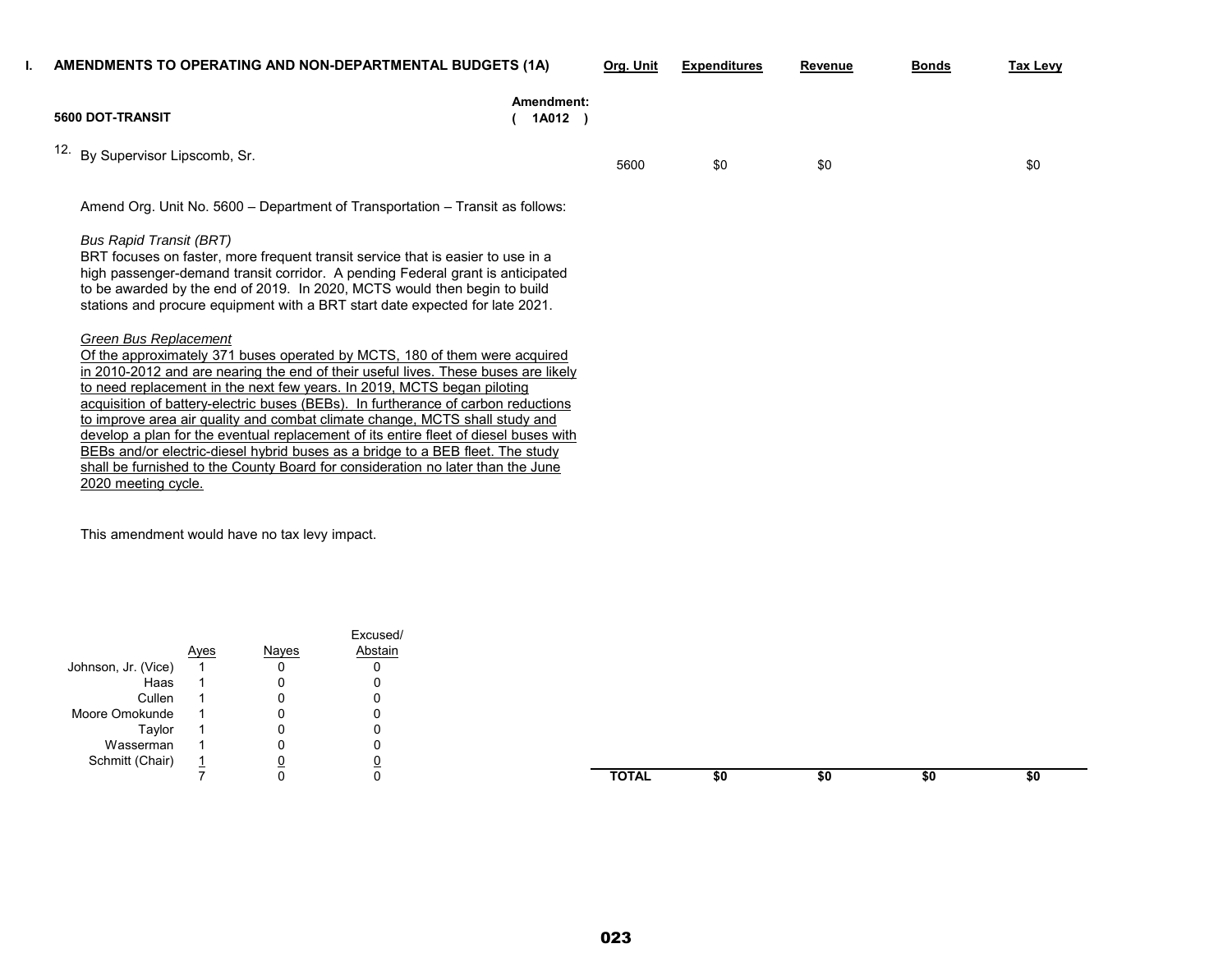## I. AMENDMENTS TO OPERATING AND NON-DEPARTMENTAL BUDGETS (1A)

| | Org. Unit | Expenditures | Revenue | Bonds | Tax Levy |
|---|---|---|---|---|---|
| **5600 DOT-TRANSIT** — **Amendment: ( 1A012 )** | | | | | |
| 12. By Supervisor Lipscomb, Sr. | 5600 | \$0 | \$0 | | \$0 |

Amend Org. Unit No. 5600 – Department of Transportation – Transit as follows:

*Bus Rapid Transit (BRT)*
BRT focuses on faster, more frequent transit service that is easier to use in a high passenger-demand transit corridor. A pending Federal grant is anticipated to be awarded by the end of 2019. In 2020, MCTS would then begin to build stations and procure equipment with a BRT start date expected for late 2021.

<u>*Green Bus Replacement*</u>
<u>Of the approximately 371 buses operated by MCTS, 180 of them were acquired in 2010-2012 and are nearing the end of their useful lives. These buses are likely to need replacement in the next few years. In 2019, MCTS began piloting acquisition of battery-electric buses (BEBs). In furtherance of carbon reductions to improve area air quality and combat climate change, MCTS shall study and develop a plan for the eventual replacement of its entire fleet of diesel buses with BEBs and/or electric-diesel hybrid buses as a bridge to a BEB fleet. The study shall be furnished to the County Board for consideration no later than the June 2020 meeting cycle.</u>

This amendment would have no tax levy impact.

| | Ayes | Nayes | Excused/ Abstain |
|---|---|---|---|
| Johnson, Jr. (Vice) | 1 | 0 | 0 |
| Haas | 1 | 0 | 0 |
| Cullen | 1 | 0 | 0 |
| Moore Omokunde | 1 | 0 | 0 |
| Taylor | 1 | 0 | 0 |
| Wasserman | 1 | 0 | 0 |
| Schmitt (Chair) | 1 | 0 | 0 |
| | 7 | 0 | 0 |

| | Expenditures | Revenue | Bonds | Tax Levy |
|---|---|---|---|---|
| **TOTAL** | **\$0** | **\$0** | **\$0** | **\$0** |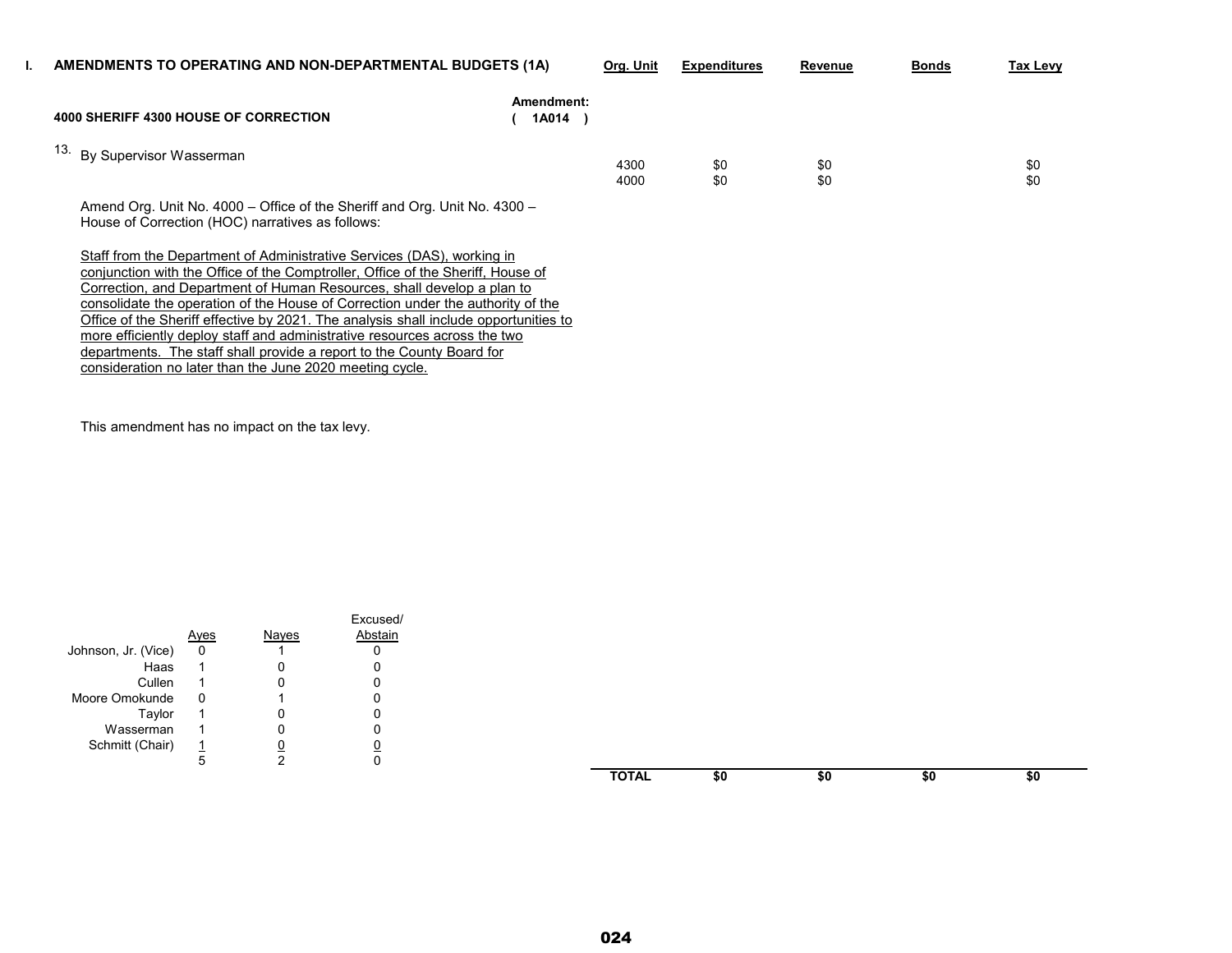## I. AMENDMENTS TO OPERATING AND NON-DEPARTMENTAL BUDGETS (1A)

| Org. Unit | Expenditures | Revenue | Bonds | Tax Levy |
|---|---|---|---|---|

### 4000 SHERIFF 4300 HOUSE OF CORRECTION

Amendment: ( 1A014 )

13. By Supervisor Wasserman

| Org. Unit | Expenditures | Revenue | Bonds | Tax Levy |
|---|---|---|---|---|
| 4300 | $0 | $0 | | $0 |
| 4000 | $0 | $0 | | $0 |

Amend Org. Unit No. 4000 – Office of the Sheriff and Org. Unit No. 4300 – House of Correction (HOC) narratives as follows:

Staff from the Department of Administrative Services (DAS), working in conjunction with the Office of the Comptroller, Office of the Sheriff, House of Correction, and Department of Human Resources, shall develop a plan to consolidate the operation of the House of Correction under the authority of the Office of the Sheriff effective by 2021. The analysis shall include opportunities to more efficiently deploy staff and administrative resources across the two departments. The staff shall provide a report to the County Board for consideration no later than the June 2020 meeting cycle.

This amendment has no impact on the tax levy.

| | Ayes | Nayes | Excused/ Abstain |
|---|---|---|---|
| Johnson, Jr. (Vice) | 0 | 1 | 0 |
| Haas | 1 | 0 | 0 |
| Cullen | 1 | 0 | 0 |
| Moore Omokunde | 0 | 1 | 0 |
| Taylor | 1 | 0 | 0 |
| Wasserman | 1 | 0 | 0 |
| Schmitt (Chair) | 1 | 0 | 0 |
| | 5 | 2 | 0 |

| | Expenditures | Revenue | Bonds | Tax Levy |
|---|---|---|---|---|
| **TOTAL** | **$0** | **$0** | **$0** | **$0** |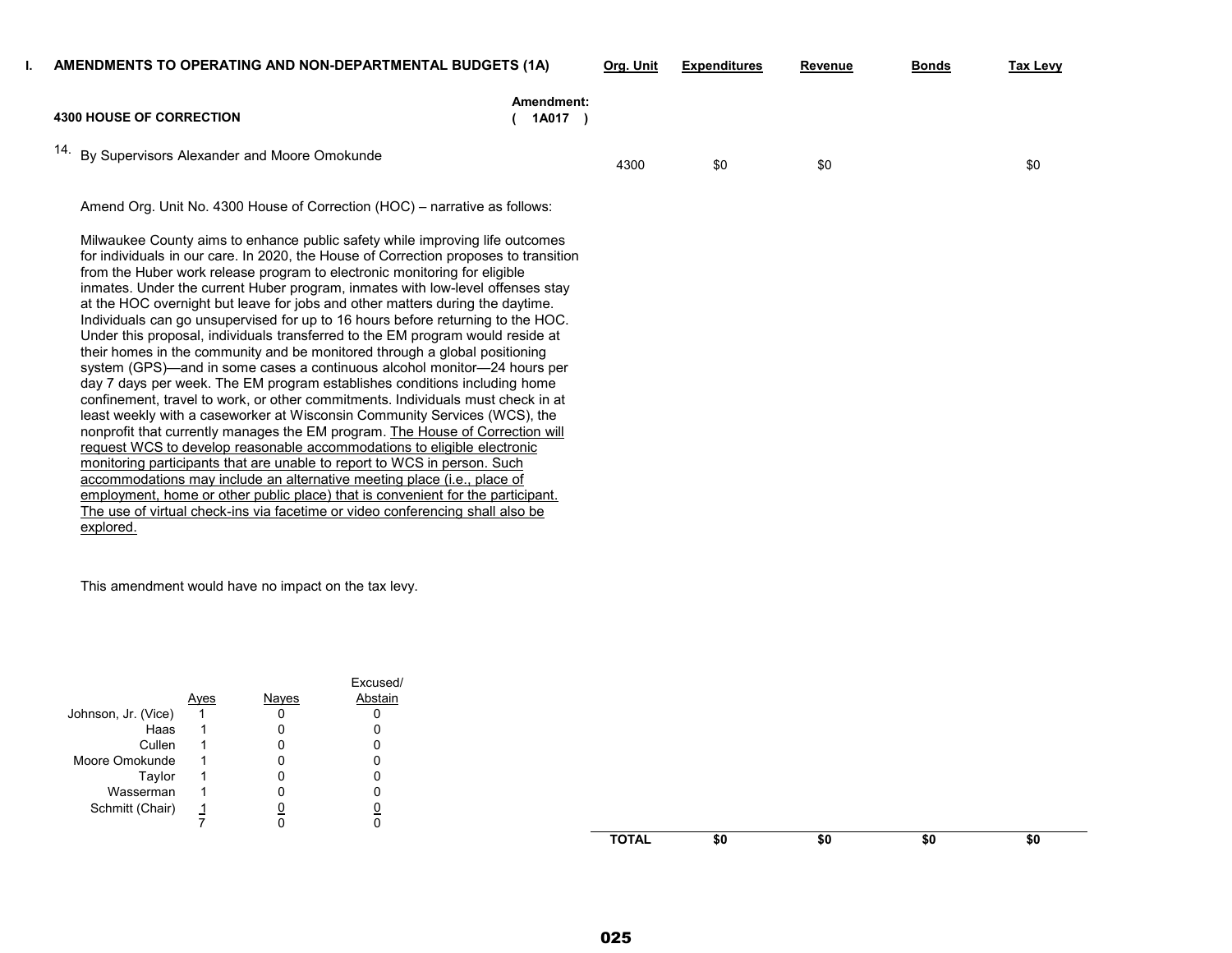## I. AMENDMENTS TO OPERATING AND NON-DEPARTMENTAL BUDGETS (1A)

| | Org. Unit | Expenditures | Revenue | Bonds | Tax Levy |
|---|---|---|---|---|---|
| **4300 HOUSE OF CORRECTION** — Amendment: ( **1A017** ) | | | | | |
| 14. By Supervisors Alexander and Moore Omokunde | 4300 | $0 | $0 | | $0 |

Amend Org. Unit No. 4300 House of Correction (HOC) – narrative as follows:

Milwaukee County aims to enhance public safety while improving life outcomes for individuals in our care. In 2020, the House of Correction proposes to transition from the Huber work release program to electronic monitoring for eligible inmates. Under the current Huber program, inmates with low-level offenses stay at the HOC overnight but leave for jobs and other matters during the daytime. Individuals can go unsupervised for up to 16 hours before returning to the HOC. Under this proposal, individuals transferred to the EM program would reside at their homes in the community and be monitored through a global positioning system (GPS)—and in some cases a continuous alcohol monitor—24 hours per day 7 days per week. The EM program establishes conditions including home confinement, travel to work, or other commitments. Individuals must check in at least weekly with a caseworker at Wisconsin Community Services (WCS), the nonprofit that currently manages the EM program. <u>The House of Correction will request WCS to develop reasonable accommodations to eligible electronic monitoring participants that are unable to report to WCS in person. Such accommodations may include an alternative meeting place (i.e., place of employment, home or other public place) that is convenient for the participant. The use of virtual check-ins via facetime or video conferencing shall also be explored.</u>

This amendment would have no impact on the tax levy.

| | Ayes | Nayes | Excused/ Abstain |
|---|---|---|---|
| Johnson, Jr. (Vice) | 1 | 0 | 0 |
| Haas | 1 | 0 | 0 |
| Cullen | 1 | 0 | 0 |
| Moore Omokunde | 1 | 0 | 0 |
| Taylor | 1 | 0 | 0 |
| Wasserman | 1 | 0 | 0 |
| Schmitt (Chair) | 1 | 0 | 0 |
| | 7 | 0 | 0 |

| | Expenditures | Revenue | Bonds | Tax Levy |
|---|---|---|---|---|
| **TOTAL** | **$0** | **$0** | **$0** | **$0** |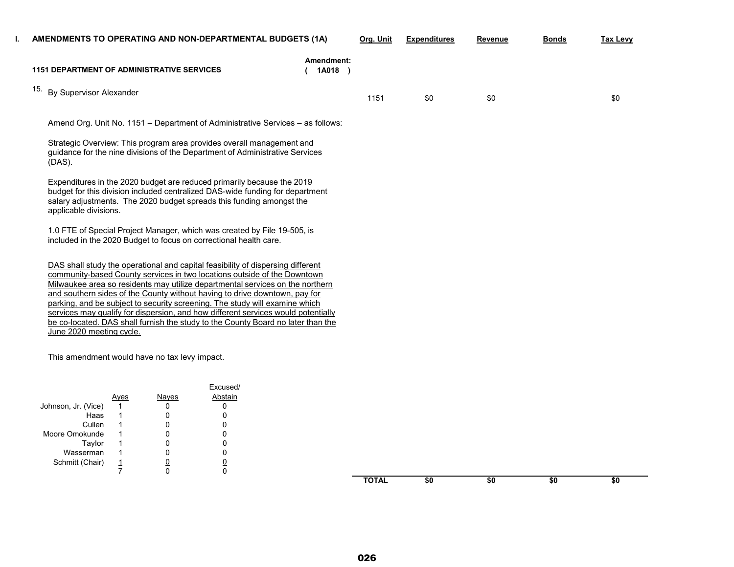## I. AMENDMENTS TO OPERATING AND NON-DEPARTMENTAL BUDGETS (1A)

| | Org. Unit | Expenditures | Revenue | Bonds | Tax Levy |
|---|---|---|---|---|---|

### 1151 DEPARTMENT OF ADMINISTRATIVE SERVICES

Amendment: ( 1A018 )

15. By Supervisor Alexander

| Org. Unit | Expenditures | Revenue | Bonds | Tax Levy |
|---|---|---|---|---|
| 1151 | $0 | $0 | | $0 |

Amend Org. Unit No. 1151 – Department of Administrative Services – as follows:

Strategic Overview: This program area provides overall management and guidance for the nine divisions of the Department of Administrative Services (DAS).

Expenditures in the 2020 budget are reduced primarily because the 2019 budget for this division included centralized DAS-wide funding for department salary adjustments. The 2020 budget spreads this funding amongst the applicable divisions.

1.0 FTE of Special Project Manager, which was created by File 19-505, is included in the 2020 Budget to focus on correctional health care.

<u>DAS shall study the operational and capital feasibility of dispersing different community-based County services in two locations outside of the Downtown Milwaukee area so residents may utilize departmental services on the northern and southern sides of the County without having to drive downtown, pay for parking, and be subject to security screening. The study will examine which services may qualify for dispersion, and how different services would potentially be co-located. DAS shall furnish the study to the County Board no later than the June 2020 meeting cycle.</u>

This amendment would have no tax levy impact.

| | Ayes | Nayes | Excused/ Abstain |
|---|---|---|---|
| Johnson, Jr. (Vice) | 1 | 0 | 0 |
| Haas | 1 | 0 | 0 |
| Cullen | 1 | 0 | 0 |
| Moore Omokunde | 1 | 0 | 0 |
| Taylor | 1 | 0 | 0 |
| Wasserman | 1 | 0 | 0 |
| Schmitt (Chair) | 1 | 0 | 0 |
| | 7 | 0 | 0 |

| | Expenditures | Revenue | Bonds | Tax Levy |
|---|---|---|---|---|
| **TOTAL** | **$0** | **$0** | **$0** | **$0** |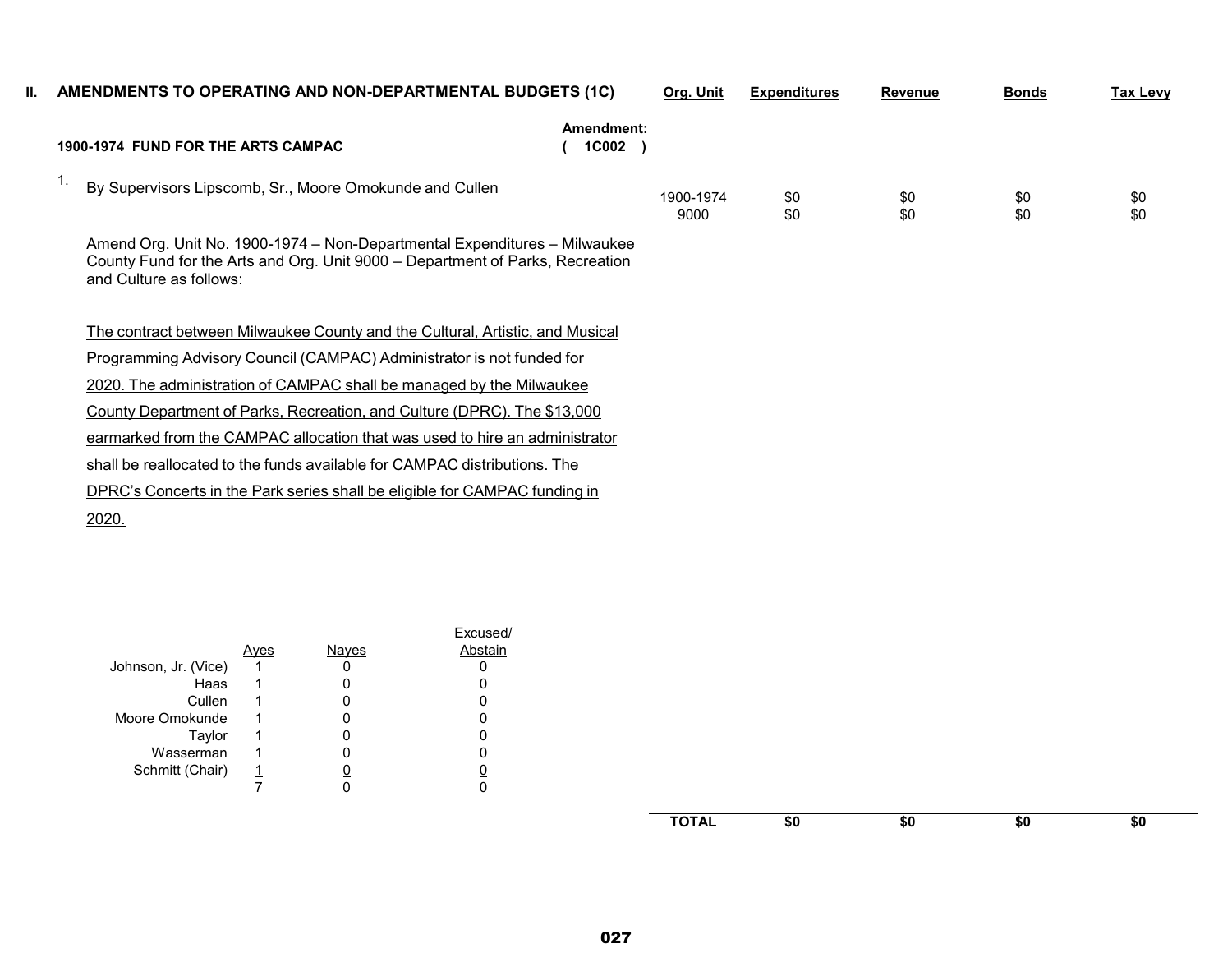## II. AMENDMENTS TO OPERATING AND NON-DEPARTMENTAL BUDGETS (1C)

### 1900-1974 FUND FOR THE ARTS CAMPAC

**Amendment: ( 1C002 )**

1. By Supervisors Lipscomb, Sr., Moore Omokunde and Cullen

| Org. Unit | Expenditures | Revenue | Bonds | Tax Levy |
|---|---|---|---|---|
| 1900-1974 | $0 | $0 | $0 | $0 |
| 9000 | $0 | $0 | $0 | $0 |

Amend Org. Unit No. 1900-1974 – Non-Departmental Expenditures – Milwaukee County Fund for the Arts and Org. Unit 9000 – Department of Parks, Recreation and Culture as follows:

The contract between Milwaukee County and the Cultural, Artistic, and Musical Programming Advisory Council (CAMPAC) Administrator is not funded for 2020. The administration of CAMPAC shall be managed by the Milwaukee County Department of Parks, Recreation, and Culture (DPRC). The $13,000 earmarked from the CAMPAC allocation that was used to hire an administrator shall be reallocated to the funds available for CAMPAC distributions. The DPRC's Concerts in the Park series shall be eligible for CAMPAC funding in 2020.

| | Ayes | Nayes | Excused/ Abstain |
|---|---|---|---|
| Johnson, Jr. (Vice) | 1 | 0 | 0 |
| Haas | 1 | 0 | 0 |
| Cullen | 1 | 0 | 0 |
| Moore Omokunde | 1 | 0 | 0 |
| Taylor | 1 | 0 | 0 |
| Wasserman | 1 | 0 | 0 |
| Schmitt (Chair) | 1 | 0 | 0 |
| | 7 | 0 | 0 |

| | Expenditures | Revenue | Bonds | Tax Levy |
|---|---|---|---|---|
| **TOTAL** | **$0** | **$0** | **$0** | **$0** |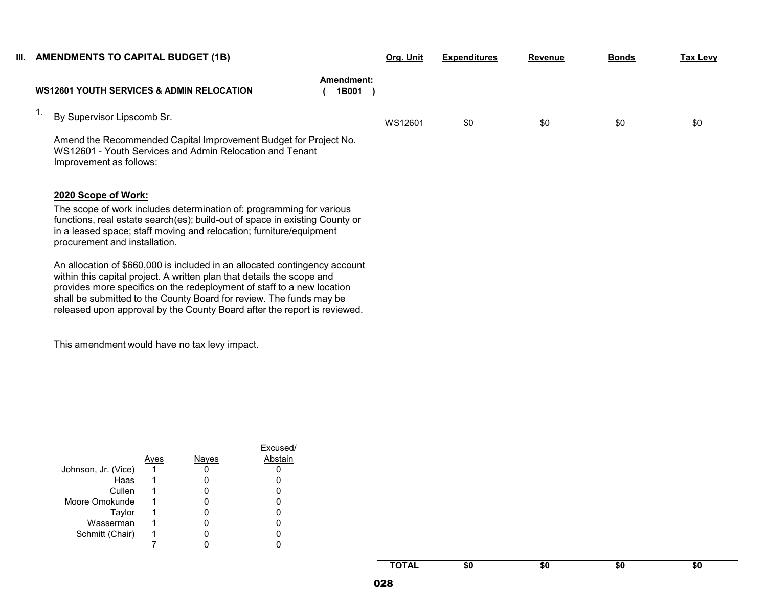## III. AMENDMENTS TO CAPITAL BUDGET (1B)

| | Org. Unit | Expenditures | Revenue | Bonds | Tax Levy |
|---|---|---|---|---|---|
| **WS12601 YOUTH SERVICES & ADMIN RELOCATION** — **Amendment: ( 1B001 )** | | | | | |
| 1. By Supervisor Lipscomb Sr. | WS12601 | $0 | $0 | $0 | $0 |

Amend the Recommended Capital Improvement Budget for Project No. WS12601 - Youth Services and Admin Relocation and Tenant Improvement as follows:

**2020 Scope of Work:**

The scope of work includes determination of: programming for various functions, real estate search(es); build-out of space in existing County or in a leased space; staff moving and relocation; furniture/equipment procurement and installation.

An allocation of $660,000 is included in an allocated contingency account within this capital project. A written plan that details the scope and provides more specifics on the redeployment of staff to a new location shall be submitted to the County Board for review. The funds may be released upon approval by the County Board after the report is reviewed.

This amendment would have no tax levy impact.

| | Ayes | Nayes | Excused/ Abstain |
|---|---|---|---|
| Johnson, Jr. (Vice) | 1 | 0 | 0 |
| Haas | 1 | 0 | 0 |
| Cullen | 1 | 0 | 0 |
| Moore Omokunde | 1 | 0 | 0 |
| Taylor | 1 | 0 | 0 |
| Wasserman | 1 | 0 | 0 |
| Schmitt (Chair) | 1 | 0 | 0 |
| | 7 | 0 | 0 |

| | Expenditures | Revenue | Bonds | Tax Levy |
|---|---|---|---|---|
| **TOTAL** | **$0** | **$0** | **$0** | **$0** |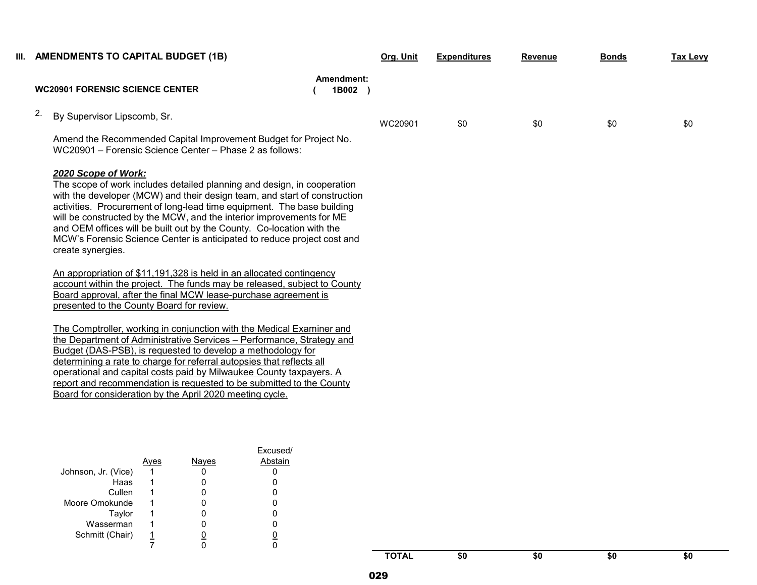## III. AMENDMENTS TO CAPITAL BUDGET (1B)

| | Org. Unit | Expenditures | Revenue | Bonds | Tax Levy |
|---|---|---|---|---|---|
| **WC20901 FORENSIC SCIENCE CENTER** — **Amendment: ( 1B002 )** | | | | | |
| 2. By Supervisor Lipscomb, Sr. | WC20901 | $0 | $0 | $0 | $0 |
| **TOTAL** | | **$0** | **$0** | **$0** | **$0** |

Amend the Recommended Capital Improvement Budget for Project No. WC20901 – Forensic Science Center – Phase 2 as follows:

***2020 Scope of Work:***

The scope of work includes detailed planning and design, in cooperation with the developer (MCW) and their design team, and start of construction activities. Procurement of long-lead time equipment. The base building will be constructed by the MCW, and the interior improvements for ME and OEM offices will be built out by the County. Co-location with the MCW's Forensic Science Center is anticipated to reduce project cost and create synergies.

<u>An appropriation of $11,191,328 is held in an allocated contingency account within the project. The funds may be released, subject to County Board approval, after the final MCW lease-purchase agreement is presented to the County Board for review.</u>

<u>The Comptroller, working in conjunction with the Medical Examiner and the Department of Administrative Services – Performance, Strategy and Budget (DAS-PSB), is requested to develop a methodology for determining a rate to charge for referral autopsies that reflects all operational and capital costs paid by Milwaukee County taxpayers. A report and recommendation is requested to be submitted to the County Board for consideration by the April 2020 meeting cycle.</u>

| | Ayes | Nayes | Excused/ Abstain |
|---|---|---|---|
| Johnson, Jr. (Vice) | 1 | 0 | 0 |
| Haas | 1 | 0 | 0 |
| Cullen | 1 | 0 | 0 |
| Moore Omokunde | 1 | 0 | 0 |
| Taylor | 1 | 0 | 0 |
| Wasserman | 1 | 0 | 0 |
| Schmitt (Chair) | 1 | 0 | 0 |
| | 7 | 0 | 0 |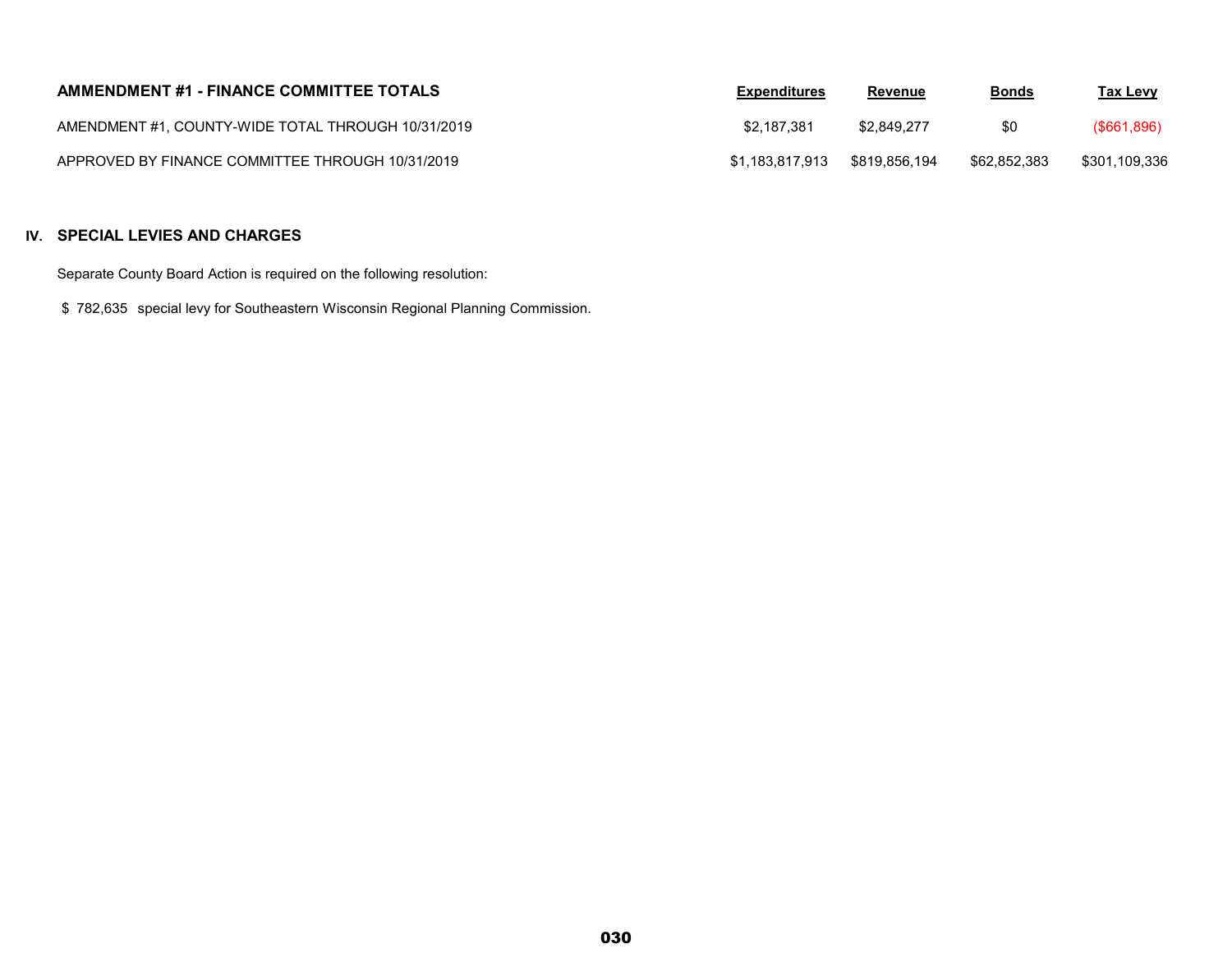| AMMENDMENT #1 - FINANCE COMMITTEE TOTALS | Expenditures | Revenue | Bonds | Tax Levy |
|---|---|---|---|---|
| AMENDMENT #1, COUNTY-WIDE TOTAL THROUGH 10/31/2019 | $2,187,381 | $2,849,277 | $0 | ($661,896) |
| APPROVED BY FINANCE COMMITTEE THROUGH 10/31/2019 | $1,183,817,913 | $819,856,194 | $62,852,383 | $301,109,336 |

## IV. SPECIAL LEVIES AND CHARGES

Separate County Board Action is required on the following resolution:

$ 782,635 special levy for Southeastern Wisconsin Regional Planning Commission.